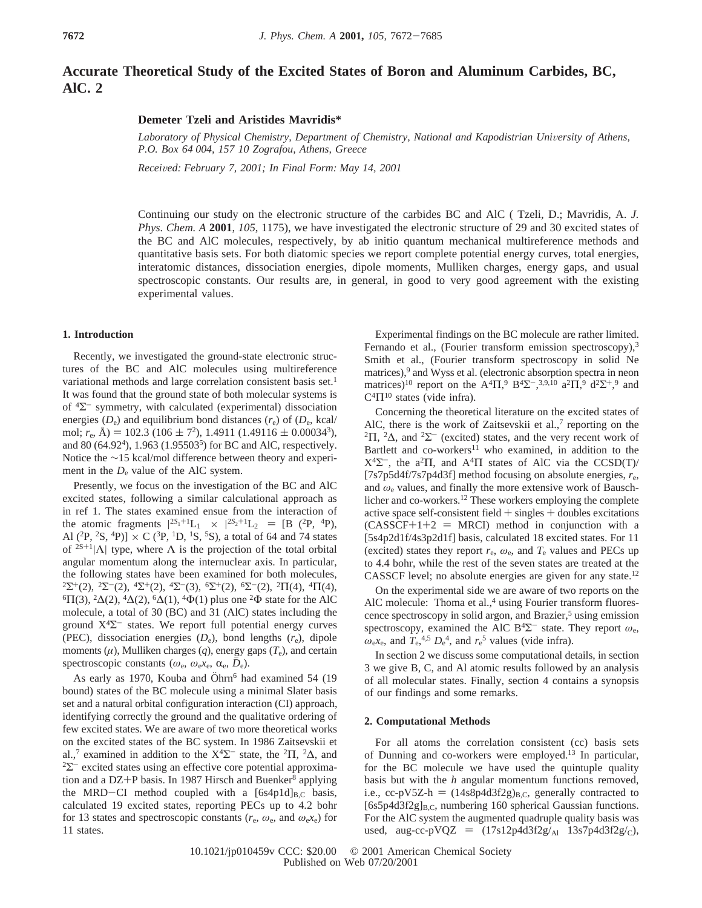# Accurate Theoretical Study of the Excited States of Boron and Aluminum Carbides, BC, AlC. 2

**Demeter Tzeli and Aristides Mavridis***

*Laboratory of Physical Chemistry, Department of Chemistry, National and Kapodistrian University of Athens, P.O. Box 64 004, 157 10 Zografou, Athens, Greece*

*Received: February 7, 2001; In Final Form: May 14, 2001*

Continuing our study on the electronic structure of the carbides BC and AlC ( Tzeli, D.; Mavridis, A. *J. Phys. Chem. A* **2001**, *105*, 1175), we have investigated the electronic structure of 29 and 30 excited states of the BC and AlC molecules, respectively, by ab initio quantum mechanical multireference methods and quantitative basis sets. For both diatomic species we report complete potential energy curves, total energies, interatomic distances, dissociation energies, dipole moments, Mulliken charges, energy gaps, and usual spectroscopic constants. Our results are, in general, in good to very good agreement with the existing experimental values.

## 1. Introduction

Recently, we investigated the ground-state electronic structures of the BC and AlC molecules using multireference variational methods and large correlation consistent basis set.[1] It was found that the ground state of both molecular systems is of $^4\Sigma^-$ symmetry, with calculated (experimental) dissociation energies ($D_e$) and equilibrium bond distances ($r_e$) of ($D_e$, kcal/mol; $r_e$, Å) = 102.3 (106 ± 7[2]), 1.4911 (1.49116 ± 0.00034[3]), and 80 (64.92[4]), 1.963 (1.95503[5]) for BC and AlC, respectively. Notice the ~15 kcal/mol difference between theory and experiment in the $D_e$ value of the AlC system.

Presently, we focus on the investigation of the BC and AlC excited states, following a similar calculational approach as in ref 1. The states examined ensue from the interaction of the atomic fragments $|^{2S_1+1}L_1 \times |^{2S_2+1}L_2$ = [B ($^2$P, $^4$P), Al ($^2$P, $^2$S, $^4$P)] × C ($^3$P, $^1$D, $^1$S, $^5$S), a total of 64 and 74 states of $^{2S+1}|\Lambda|$ type, where $\Lambda$ is the projection of the total orbital angular momentum along the internuclear axis. In particular, the following states have been examined for both molecules, $^2\Sigma^+$(2), $^2\Sigma^-$(2), $^4\Sigma^+$(2), $^4\Sigma^-$(3), $^6\Sigma^+$(2), $^6\Sigma^-$(2), $^2\Pi$(4), $^4\Pi$(4), $^6\Pi$(3), $^2\Delta$(2), $^4\Delta$(2), $^6\Delta$(1), $^4\Phi$(1) plus one $^2\Phi$ state for the AlC molecule, a total of 30 (BC) and 31 (AlC) states including the ground X$^4\Sigma^-$ states. We report full potential energy curves (PEC), dissociation energies ($D_e$), bond lengths ($r_e$), dipole moments ($\mu$), Mulliken charges ($q$), energy gaps ($T_e$), and certain spectroscopic constants ($\omega_e$, $\omega_e x_e$, $\alpha_e$, $\bar{D}_e$).

As early as 1970, Kouba and Öhrn[6] had examined 54 (19 bound) states of the BC molecule using a minimal Slater basis set and a natural orbital configuration interaction (CI) approach, identifying correctly the ground and the qualitative ordering of few excited states. We are aware of two more theoretical works on the excited states of the BC system. In 1986 Zaitsevskii et al.,[7] examined in addition to the X$^4\Sigma^-$ state, the $^2\Pi$, $^2\Delta$, and $^2\Sigma^-$ excited states using an effective core potential approximation and a DZ+P basis. In 1987 Hirsch and Buenker[8] applying the MRD−CI method coupled with a $[6s4p1d]_{B,C}$ basis, calculated 19 excited states, reporting PECs up to 4.2 bohr for 13 states and spectroscopic constants ($r_e$, $\omega_e$, and $\omega_e x_e$) for 11 states.

Experimental findings on the BC molecule are rather limited. Fernando et al., (Fourier transform emission spectroscopy),[3] Smith et al., (Fourier transform spectroscopy in solid Ne matrices),[9] and Wyss et al. (electronic absorption spectra in neon matrices)[10] report on the A$^4\Pi$,[9] B$^4\Sigma^-$,[3,9,10] a$^2\Pi$,[9] d$^2\Sigma^+$,[9] and C$^4\Pi$[10] states (vide infra).

Concerning the theoretical literature on the excited states of AlC, there is the work of Zaitsevskii et al.,[7] reporting on the $^2\Pi$, $^2\Delta$, and $^2\Sigma^-$ (excited) states, and the very recent work of Bartlett and co-workers[11] who examined, in addition to the X$^4\Sigma^-$, the a$^2\Pi$, and A$^4\Pi$ states of AlC via the CCSD(T)/[7s7p5d4f/7s7p4d3f] method focusing on absolute energies, $r_e$, and $\omega_e$ values, and finally the more extensive work of Bauschlicher and co-workers.[12] These workers employing the complete active space self-consistent field + singles + doubles excitations (CASSCF+1+2 = MRCI) method in conjunction with a [5s4p2d1f/4s3p2d1f] basis, calculated 18 excited states. For 11 (excited) states they report $r_e$, $\omega_e$, and $T_e$ values and PECs up to 4.4 bohr, while the rest of the seven states are treated at the CASSCF level; no absolute energies are given for any state.[12]

On the experimental side we are aware of two reports on the AlC molecule: Thoma et al.,[4] using Fourier transform fluorescence spectroscopy in solid argon, and Brazier,[5] using emission spectroscopy, examined the AlC B$^4\Sigma^-$ state. They report $\omega_e$, $\omega_e x_e$, and $T_e$,[4,5] $D_e$[4], and $r_e$[5] values (vide infra).

In section 2 we discuss some computational details, in section 3 we give B, C, and Al atomic results followed by an analysis of all molecular states. Finally, section 4 contains a synopsis of our findings and some remarks.

## 2. Computational Methods

For all atoms the correlation consistent (cc) basis sets of Dunning and co-workers were employed.[13] In particular, for the BC molecule we have used the quintuple quality basis but with the $h$ angular momentum functions removed, i.e., cc-pV5Z-h = $(14s8p4d3f2g)_{B,C}$, generally contracted to $[6s5p4d3f2g]_{B,C}$, numbering 160 spherical Gaussian functions. For the AlC system the augmented quadruple quality basis was used, aug-cc-pVQZ = $(17s12p4d3f2g/_{Al}\ 13s7p4d3f2g/_{C})$,

10.1021/jp010459v CCC: $20.00 © 2001 American Chemical Society
Published on Web 07/20/2001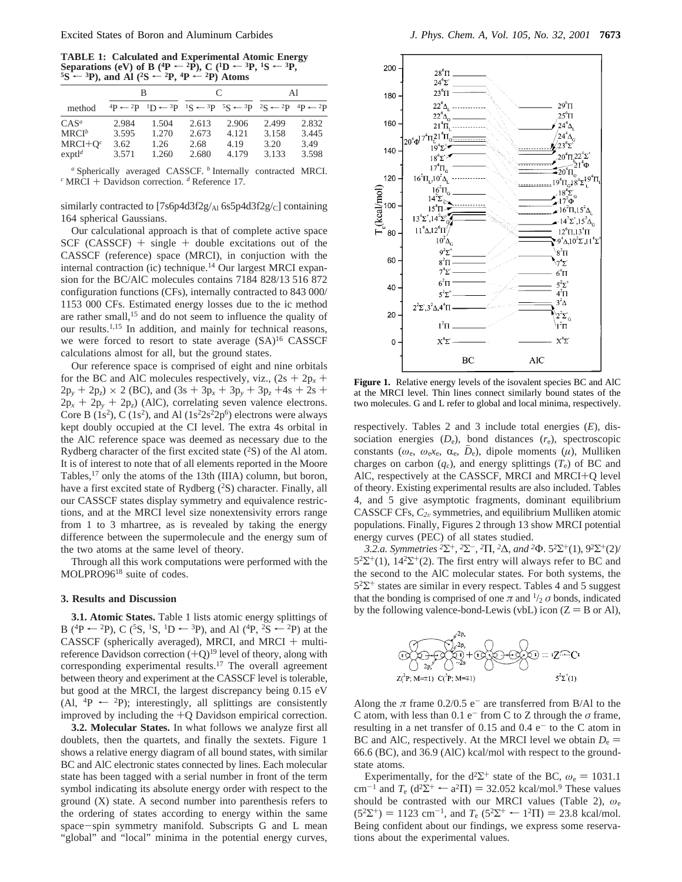**TABLE 1: Calculated and Experimental Atomic Energy Separations (eV) of B ($^4P \leftarrow {}^2P$), C ($^1D \leftarrow {}^3P$, $^1S \leftarrow {}^3P$, $^5S \leftarrow {}^3P$), and Al ($^2S \leftarrow {}^2P$, $^4P \leftarrow {}^2P$) Atoms**

| method | B | | C | | Al | |
|---|---|---|---|---|---|---|
| | $^4P \leftarrow {}^2P$ | $^1D \leftarrow {}^3P$ | $^1S \leftarrow {}^3P$ | $^5S \leftarrow {}^3P$ | $^2S \leftarrow {}^2P$ | $^4P \leftarrow {}^2P$ |
| CAS[a] | 2.984 | 1.504 | 2.613 | 2.906 | 2.499 | 2.832 |
| MRCI[b] | 3.595 | 1.270 | 2.673 | 4.121 | 3.158 | 3.445 |
| MRCI+Q[c] | 3.62 | 1.26 | 2.68 | 4.19 | 3.20 | 3.49 |
| exptl[d] | 3.571 | 1.260 | 2.680 | 4.179 | 3.133 | 3.598 |

[a] Spherically averaged CASSCF. [b] Internally contracted MRCI. [c] MRCI + Davidson correction. [d] Reference 17.

similarly contracted to [7s6p4d3f2g/$_{Al}$ 6s5p4d3f2g/$_{C}$] containing 164 spherical Gaussians.

Our calculational approach is that of complete active space SCF (CASSCF) + single + double excitations out of the CASSCF (reference) space (MRCI), in conjuction with the internal contraction (ic) technique.[14] Our largest MRCI expansion for the BC/AlC molecules contains 7184 828/13 516 872 configuration functions (CFs), internally contracted to 843 000/1153 000 CFs. Estimated energy losses due to the ic method are rather small,[15] and do not seem to influence the quality of our results.[1,15] In addition, and mainly for technical reasons, we were forced to resort to state average (SA)[16] CASSCF calculations almost for all, but the ground states.

Our reference space is comprised of eight and nine orbitals for the BC and AlC molecules respectively, viz., ($2s + 2p_x + 2p_y + 2p_z$) × 2 (BC), and ($3s + 3p_x + 3p_y + 3p_z + 4s + 2s + 2p_x + 2p_y + 2p_z$) (AlC), correlating seven valence electrons. Core B ($1s^2$), C ($1s^2$), and Al ($1s^2 2s^2 2p^6$) electrons were always kept doubly occupied at the CI level. The extra 4s orbital in the AlC reference space was deemed as necessary due to the Rydberg character of the first excited state ($^2S$) of the Al atom. It is of interest to note that of all elements reported in the Moore Tables,[17] only the atoms of the 13th (IIIA) column, but boron, have a first excited state of Rydberg ($^2S$) character. Finally, all our CASSCF states display symmetry and equivalence restrictions, and at the MRCI level size nonextensivity errors range from 1 to 3 mhartree, as is revealed by taking the energy difference between the supermolecule and the energy sum of the two atoms at the same level of theory.

Through all this work computations were performed with the MOLPRO96[18] suite of codes.

## 3. Results and Discussion

**3.1. Atomic States.** Table 1 lists atomic energy splittings of B ($^4P \leftarrow {}^2P$), C ($^5S$, $^1S$, $^1D \leftarrow {}^3P$), and Al ($^4P$, $^2S \leftarrow {}^2P$) at the CASSCF (spherically averaged), MRCI, and MRCI + multireference Davidson correction (+Q)[19] level of theory, along with corresponding experimental results.[17] The overall agreement between theory and experiment at the CASSCF level is tolerable, but good at the MRCI, the largest discrepancy being 0.15 eV (Al, $^4P \leftarrow {}^2P$); interestingly, all splittings are consistently improved by including the +Q Davidson empirical correction.

**3.2. Molecular States.** In what follows we analyze first all doublets, then the quartets, and finally the sextets. Figure 1 shows a relative energy diagram of all bound states, with similar BC and AlC electronic states connected by lines. Each molecular state has been tagged with a serial number in front of the term symbol indicating its absolute energy order with respect to the ground (X) state. A second number into parenthesis refers to the ordering of states according to energy within the same space−spin symmetry manifold. Subscripts G and L mean "global" and "local" minima in the potential energy curves,

**Figure 1.** Relative energy levels of the isovalent species BC and AlC at the MRCI level. Thin lines connect similarly bound states of the two molecules. G and L refer to global and local minima, respectively.

respectively. Tables 2 and 3 include total energies ($E$), dissociation energies ($D_e$), bond distances ($r_e$), spectroscopic constants ($\omega_e$, $\omega_e x_e$, $\alpha_e$, $\bar{D}_e$), dipole moments ($\mu$), Mulliken charges on carbon ($q_C$), and energy splittings ($T_e$) of BC and AlC, respectively at the CASSCF, MRCI and MRCI+Q level of theory. Existing experimental results are also included. Tables 4, and 5 give asymptotic fragments, dominant equilibrium CASSCF CFs, $C_{2v}$ symmetries, and equilibrium Mulliken atomic populations. Finally, Figures 2 through 13 show MRCI potential energy curves (PEC) of all states studied.

*3.2.a. Symmetries $^2\Sigma^+$, $^2\Sigma^-$, $^2\Pi$, $^2\Delta$, and $^2\Phi$.* $5^2\Sigma^+(1)$, $9^2\Sigma^+(2)$/$5^2\Sigma^+(1)$, $14^2\Sigma^+(2)$. The first entry will always refer to BC and the second to the AlC molecular states. For both systems, the $5^2\Sigma^+$ states are similar in every respect. Tables 4 and 5 suggest that the bonding is comprised of one $\pi$ and $^1/_2$ $\sigma$ bonds, indicated by the following valence-bond-Lewis (vbL) icon (Z = B or Al),

Z($^2P$; M=±1) C($^3P$; M=∓1) = $5^2\Sigma^+(1)$

Along the $\pi$ frame 0.2/0.5 e$^-$ are transferred from B/Al to the C atom, with less than 0.1 e$^-$ from C to Z through the $\sigma$ frame, resulting in a net transfer of 0.15 and 0.4 e$^-$ to the C atom in BC and AlC, respectively. At the MRCI level we obtain $D_e$ = 66.6 (BC), and 36.9 (AlC) kcal/mol with respect to the ground-state atoms.

Experimentally, for the d$^2\Sigma^+$ state of the BC, $\omega_e$ = 1031.1 cm$^{-1}$ and $T_e$ (d$^2\Sigma^+ \leftarrow$ a$^2\Pi$) = 32.052 kcal/mol.[9] These values should be contrasted with our MRCI values (Table 2), $\omega_e$ ($5^2\Sigma^+$) = 1123 cm$^{-1}$, and $T_e$ ($5^2\Sigma^+ \leftarrow 1^2\Pi$) = 23.8 kcal/mol. Being confident about our findings, we express some reservations about the experimental values.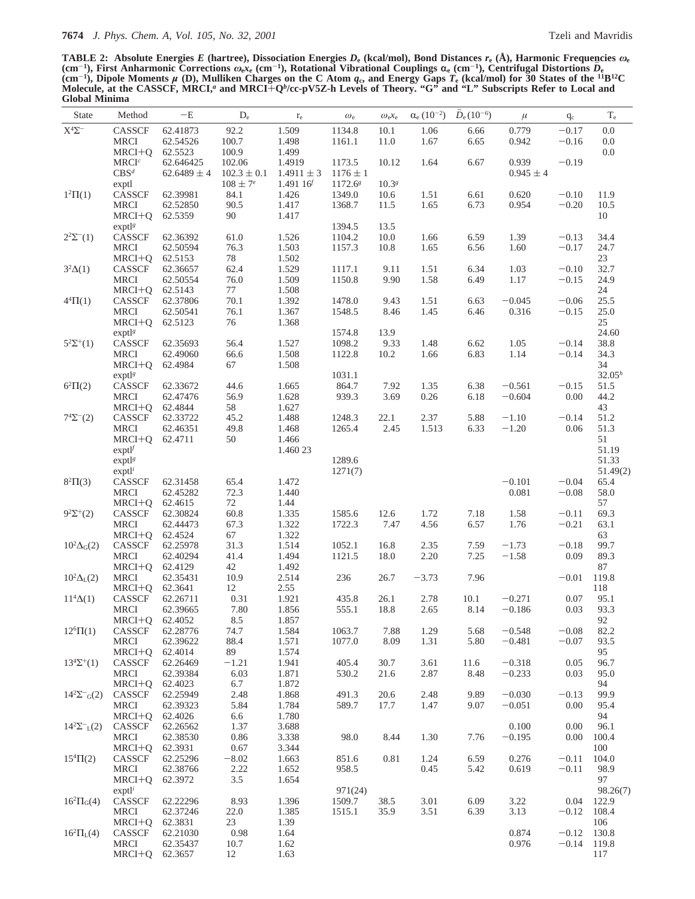**TABLE 2: Absolute Energies $E$ (hartree), Dissociation Energies $D_e$ (kcal/mol), Bond Distances $r_e$ (Å), Harmonic Frequencies $\omega_e$ (cm$^{-1}$), First Anharmonic Corrections $\omega_e x_e$ (cm$^{-1}$), Rotational Vibrational Couplings $\alpha_e$ (cm$^{-1}$), Centrifugal Distortions $\bar{D}_e$ (cm$^{-1}$), Dipole Moments $\mu$ (D), Mulliken Charges on the C Atom $q_c$, and Energy Gaps $T_e$ (kcal/mol) for 30 States of the $^{11}$B$^{12}$C Molecule, at the CASSCF, MRCI,[a] and MRCI+Q[b]/cc-pV5Z-h Levels of Theory. "G" and "L" Subscripts Refer to Local and Global Minima**

| State | Method | $-E$ | $D_e$ | $r_e$ | $\omega_e$ | $\omega_e x_e$ | $\alpha_e$ ($10^{-2}$) | $\bar{D}_e$ ($10^{-6}$) | $\mu$ | $q_c$ | $T_e$ |
|---|---|---|---|---|---|---|---|---|---|---|---|
| $X^4\Sigma^-$ | CASSCF | 62.41873 | 92.2 | 1.509 | 1134.8 | 10.1 | 1.06 | 6.66 | 0.779 | −0.17 | 0.0 |
| | MRCI | 62.54526 | 100.7 | 1.498 | 1161.1 | 11.0 | 1.67 | 6.65 | 0.942 | −0.16 | 0.0 |
| | MRCI+Q | 62.5523 | 100.9 | 1.499 | | | | | | | 0.0 |
| | MRCI[c] | 62.646425 | 102.06 | 1.4919 | 1173.5 | 10.12 | 1.64 | 6.67 | 0.939 | −0.19 | |
| | CBS[d] | 62.6489 ± 4 | 102.3 ± 0.1 | 1.4911 ± 3 | 1176 ± 1 | | | | 0.945 ± 4 | | |
| | exptl | | 108 ± 7[e] | 1.491 16[f] | 1172.6[g] | 10.3[g] | | | | | |
| $1^2\Pi(1)$ | CASSCF | 62.39981 | 84.1 | 1.426 | 1349.0 | 10.6 | 1.51 | 6.61 | 0.620 | −0.10 | 11.9 |
| | MRCI | 62.52850 | 90.5 | 1.417 | 1368.7 | 11.5 | 1.65 | 6.73 | 0.954 | −0.20 | 10.5 |
| | MRCI+Q | 62.5359 | 90 | 1.417 | | | | | | | 10 |
| | exptl[g] | | | | 1394.5 | 13.5 | | | | | |
| $2^2\Sigma^-(1)$ | CASSCF | 62.36392 | 61.0 | 1.526 | 1104.2 | 10.0 | 1.66 | 6.59 | 1.39 | −0.13 | 34.4 |
| | MRCI | 62.50594 | 76.3 | 1.503 | 1157.3 | 10.8 | 1.65 | 6.56 | 1.60 | −0.17 | 24.7 |
| | MRCI+Q | 62.5153 | 78 | 1.502 | | | | | | | 23 |
| $3^2\Delta(1)$ | CASSCF | 62.36657 | 62.4 | 1.529 | 1117.1 | 9.11 | 1.51 | 6.34 | 1.03 | −0.10 | 32.7 |
| | MRCI | 62.50554 | 76.0 | 1.509 | 1150.8 | 9.90 | 1.58 | 6.49 | 1.17 | −0.15 | 24.9 |
| | MRCI+Q | 62.5143 | 77 | 1.508 | | | | | | | 24 |
| $4^4\Pi(1)$ | CASSCF | 62.37806 | 70.1 | 1.392 | 1478.0 | 9.43 | 1.51 | 6.63 | −0.045 | −0.06 | 25.5 |
| | MRCI | 62.50541 | 76.1 | 1.367 | 1548.5 | 8.46 | 1.45 | 6.46 | 0.316 | −0.15 | 25.0 |
| | MRCI+Q | 62.5123 | 76 | 1.368 | | | | | | | 25 |
| | exptl[g] | | | | 1574.8 | 13.9 | | | | | 24.60 |
| $5^2\Sigma^+(1)$ | CASSCF | 62.35693 | 56.4 | 1.527 | 1098.2 | 9.33 | 1.48 | 6.62 | 1.05 | −0.14 | 38.8 |
| | MRCI | 62.49060 | 66.6 | 1.508 | 1122.8 | 10.2 | 1.66 | 6.83 | 1.14 | −0.14 | 34.3 |
| | MRCI+Q | 62.4984 | 67 | 1.508 | | | | | | | 34 |
| | exptl[g] | | | | 1031.1 | | | | | | 32.05[h] |
| $6^2\Pi(2)$ | CASSCF | 62.33672 | 44.6 | 1.665 | 864.7 | 7.92 | 1.35 | 6.38 | −0.561 | −0.15 | 51.5 |
| | MRCI | 62.47476 | 56.9 | 1.628 | 939.3 | 3.69 | 0.26 | 6.18 | −0.604 | 0.00 | 44.2 |
| | MRCI+Q | 62.4844 | 58 | 1.627 | | | | | | | 43 |
| $7^4\Sigma^-(2)$ | CASSCF | 62.33722 | 45.2 | 1.488 | 1248.3 | 22.1 | 2.37 | 5.88 | −1.10 | −0.14 | 51.2 |
| | MRCI | 62.46351 | 49.8 | 1.468 | 1265.4 | 2.45 | 1.513 | 6.33 | −1.20 | 0.06 | 51.3 |
| | MRCI+Q | 62.4711 | 50 | 1.466 | | | | | | | 51 |
| | exptl[f] | | | 1.460 23 | | | | | | | 51.19 |
| | exptl[g] | | | | 1289.6 | | | | | | 51.33 |
| | exptl[i] | | | | 1271(7) | | | | | | 51.49(2) |
| $8^2\Pi(3)$ | CASSCF | 62.31458 | 65.4 | 1.472 | | | | | −0.101 | −0.04 | 65.4 |
| | MRCI | 62.45282 | 72.3 | 1.440 | | | | | 0.081 | −0.08 | 58.0 |
| | MRCI+Q | 62.4615 | 72 | 1.44 | | | | | | | 57 |
| $9^2\Sigma^+(2)$ | CASSCF | 62.30824 | 60.8 | 1.335 | 1585.6 | 12.6 | 1.72 | 7.18 | 1.58 | −0.11 | 69.3 |
| | MRCI | 62.44473 | 67.3 | 1.322 | 1722.3 | 7.47 | 4.56 | 6.57 | 1.76 | −0.21 | 63.1 |
| | MRCI+Q | 62.4524 | 67 | 1.322 | | | | | | | 63 |
| $10^2\Delta_G(2)$ | CASSCF | 62.25978 | 31.3 | 1.514 | 1052.1 | 16.8 | 2.35 | 7.59 | −1.73 | −0.18 | 99.7 |
| | MRCI | 62.40294 | 41.4 | 1.494 | 1121.5 | 18.0 | 2.20 | 7.25 | −1.58 | 0.09 | 89.3 |
| | MRCI+Q | 62.4129 | 42 | 1.492 | | | | | | | 87 |
| $10^2\Delta_L(2)$ | MRCI | 62.35431 | 10.9 | 2.514 | 236 | 26.7 | −3.73 | 7.96 | | −0.01 | 119.8 |
| | MRCI+Q | 62.3641 | 12 | 2.55 | | | | | | | 118 |
| $11^4\Delta(1)$ | CASSCF | 62.26711 | 0.31 | 1.921 | 435.8 | 26.1 | 2.78 | 10.1 | −0.271 | 0.07 | 95.1 |
| | MRCI | 62.39665 | 7.80 | 1.856 | 555.1 | 18.8 | 2.65 | 8.14 | −0.186 | 0.03 | 93.3 |
| | MRCI+Q | 62.4052 | 8.5 | 1.857 | | | | | | | 92 |
| $12^6\Pi(1)$ | CASSCF | 62.28776 | 74.7 | 1.584 | 1063.7 | 7.88 | 1.29 | 5.68 | −0.548 | −0.08 | 82.2 |
| | MRCI | 62.39622 | 88.4 | 1.571 | 1077.0 | 8.09 | 1.31 | 5.80 | −0.481 | −0.07 | 93.5 |
| | MRCI+Q | 62.4014 | 89 | 1.574 | | | | | | | 95 |
| $13^4\Sigma^+(1)$ | CASSCF | 62.26469 | −1.21 | 1.941 | 405.4 | 30.7 | 3.61 | 11.6 | −0.318 | 0.05 | 96.7 |
| | MRCI | 62.39384 | 6.03 | 1.871 | 530.2 | 21.6 | 2.87 | 8.48 | −0.233 | 0.03 | 95.0 |
| | MRCI+Q | 62.4023 | 6.7 | 1.872 | | | | | | | 94 |
| $14^2\Sigma^-{}_G(2)$ | CASSCF | 62.25949 | 2.48 | 1.868 | 491.3 | 20.6 | 2.48 | 9.89 | −0.030 | −0.13 | 99.9 |
| | MRCI | 62.39323 | 5.84 | 1.784 | 589.7 | 17.7 | 1.47 | 9.07 | −0.051 | 0.00 | 95.4 |
| | MRCI+Q | 62.4026 | 6.6 | 1.780 | | | | | | | 94 |
| $14^2\Sigma^-{}_L(2)$ | CASSCF | 62.26562 | 1.37 | 3.688 | | | | | 0.100 | 0.00 | 96.1 |
| | MRCI | 62.38530 | 0.86 | 3.338 | 98.0 | 8.44 | 1.30 | 7.76 | −0.195 | 0.00 | 100.4 |
| | MRCI+Q | 62.3931 | 0.67 | 3.344 | | | | | | | 100 |
| $15^4\Pi(2)$ | CASSCF | 62.25296 | −8.02 | 1.663 | 851.6 | 0.81 | 1.24 | 6.59 | 0.276 | −0.11 | 104.0 |
| | MRCI | 62.38766 | 2.22 | 1.652 | 958.5 | | 0.45 | 5.42 | 0.619 | −0.11 | 98.9 |
| | MRCI+Q | 62.3972 | 3.5 | 1.654 | | | | | | | 97 |
| | exptl[i] | | | | 971(24) | | | | | | 98.26(7) |
| $16^2\Pi_G(4)$ | CASSCF | 62.22296 | 8.93 | 1.396 | 1509.7 | 38.5 | 3.01 | 6.09 | 3.22 | 0.04 | 122.9 |
| | MRCI | 62.37246 | 22.0 | 1.385 | 1515.1 | 35.9 | 3.51 | 6.39 | 3.13 | −0.12 | 108.4 |
| | MRCI+Q | 62.3831 | 23 | 1.39 | | | | | | | 106 |
| $16^2\Pi_L(4)$ | CASSCF | 62.21030 | 0.98 | 1.64 | | | | | 0.874 | −0.12 | 130.8 |
| | MRCI | 62.35437 | 10.7 | 1.62 | | | | | 0.976 | −0.14 | 119.8 |
| | MRCI+Q | 62.3657 | 12 | 1.63 | | | | | | | 117 |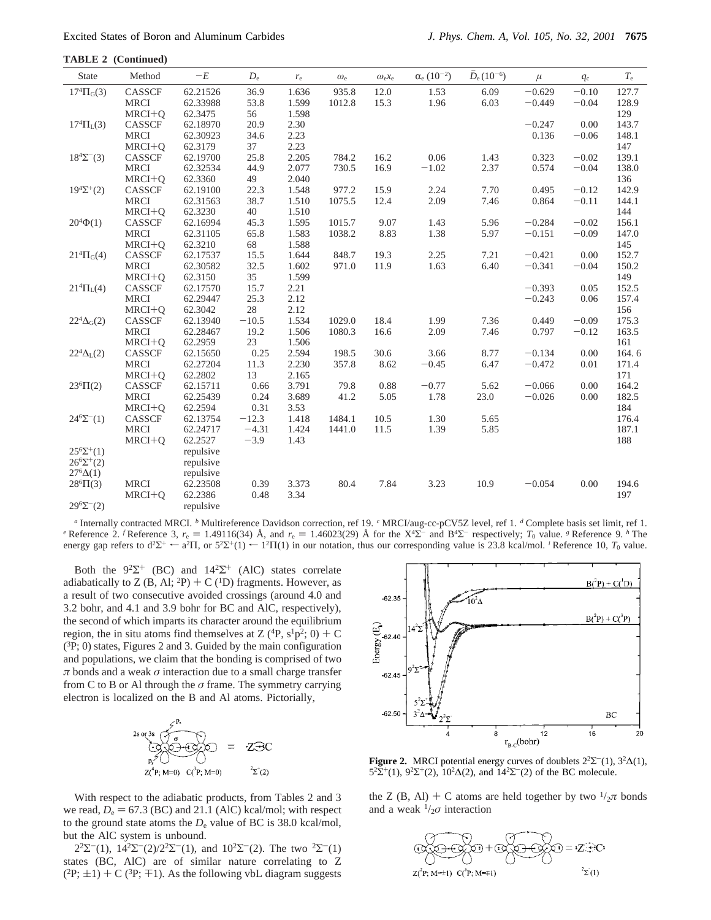**TABLE 2 (Continued)**

| State | Method | $-E$ | $D_e$ | $r_e$ | $\omega_e$ | $\omega_e x_e$ | $\alpha_e$ ($10^{-2}$) | $\bar{D}_e$ ($10^{-6}$) | $\mu$ | $q_c$ | $T_e$ |
|---|---|---|---|---|---|---|---|---|---|---|---|
| $17^4\Pi_G(3)$ | CASSCF | 62.21526 | 36.9 | 1.636 | 935.8 | 12.0 | 1.53 | 6.09 | −0.629 | −0.10 | 127.7 |
| | MRCI | 62.33988 | 53.8 | 1.599 | 1012.8 | 15.3 | 1.96 | 6.03 | −0.449 | −0.04 | 128.9 |
| | MRCI+Q | 62.3475 | 56 | 1.598 | | | | | | | 129 |
| $17^4\Pi_L(3)$ | CASSCF | 62.18970 | 20.9 | 2.30 | | | | | −0.247 | 0.00 | 143.7 |
| | MRCI | 62.30923 | 34.6 | 2.23 | | | | | 0.136 | −0.06 | 148.1 |
| | MRCI+Q | 62.3179 | 37 | 2.23 | | | | | | | 147 |
| $18^4\Sigma^-(3)$ | CASSCF | 62.19700 | 25.8 | 2.205 | 784.2 | 16.2 | 0.06 | 1.43 | 0.323 | −0.02 | 139.1 |
| | MRCI | 62.32534 | 44.9 | 2.077 | 730.5 | 16.9 | −1.02 | 2.37 | 0.574 | −0.04 | 138.0 |
| | MRCI+Q | 62.3360 | 49 | 2.040 | | | | | | | 136 |
| $19^4\Sigma^+(2)$ | CASSCF | 62.19100 | 22.3 | 1.548 | 977.2 | 15.9 | 2.24 | 7.70 | 0.495 | −0.12 | 142.9 |
| | MRCI | 62.31563 | 38.7 | 1.510 | 1075.5 | 12.4 | 2.09 | 7.46 | 0.864 | −0.11 | 144.1 |
| | MRCI+Q | 62.3230 | 40 | 1.510 | | | | | | | 144 |
| $20^4\Phi(1)$ | CASSCF | 62.16994 | 45.3 | 1.595 | 1015.7 | 9.07 | 1.43 | 5.96 | −0.284 | −0.02 | 156.1 |
| | MRCI | 62.31105 | 65.8 | 1.583 | 1038.2 | 8.83 | 1.38 | 5.97 | −0.151 | −0.09 | 147.0 |
| | MRCI+Q | 62.3210 | 68 | 1.588 | | | | | | | 145 |
| $21^4\Pi_G(4)$ | CASSCF | 62.17537 | 15.5 | 1.644 | 848.7 | 19.3 | 2.25 | 7.21 | −0.421 | 0.00 | 152.7 |
| | MRCI | 62.30582 | 32.5 | 1.602 | 971.0 | 11.9 | 1.63 | 6.40 | −0.341 | −0.04 | 150.2 |
| | MRCI+Q | 62.3150 | 35 | 1.599 | | | | | | | 149 |
| $21^4\Pi_L(4)$ | CASSCF | 62.17570 | 15.7 | 2.21 | | | | | −0.393 | 0.05 | 152.5 |
| | MRCI | 62.29447 | 25.3 | 2.12 | | | | | −0.243 | 0.06 | 157.4 |
| | MRCI+Q | 62.3042 | 28 | 2.12 | | | | | | | 156 |
| $22^4\Delta_G(2)$ | CASSCF | 62.13940 | −10.5 | 1.534 | 1029.0 | 18.4 | 1.99 | 7.36 | 0.449 | −0.09 | 175.3 |
| | MRCI | 62.28467 | 19.2 | 1.506 | 1080.3 | 16.6 | 2.09 | 7.46 | 0.797 | −0.12 | 163.5 |
| | MRCI+Q | 62.2959 | 23 | 1.506 | | | | | | | 161 |
| $22^4\Delta_L(2)$ | CASSCF | 62.15650 | 0.25 | 2.594 | 198.5 | 30.6 | 3.66 | 8.77 | −0.134 | 0.00 | 164. 6 |
| | MRCI | 62.27204 | 11.3 | 2.230 | 357.8 | 8.62 | −0.45 | 6.47 | −0.472 | 0.01 | 171.4 |
| | MRCI+Q | 62.2802 | 13 | 2.165 | | | | | | | 171 |
| $23^6\Pi(2)$ | CASSCF | 62.15711 | 0.66 | 3.791 | 79.8 | 0.88 | −0.77 | 5.62 | −0.066 | 0.00 | 164.2 |
| | MRCI | 62.25439 | 0.24 | 3.689 | 41.2 | 5.05 | 1.78 | 23.0 | −0.026 | 0.00 | 182.5 |
| | MRCI+Q | 62.2594 | 0.31 | 3.53 | | | | | | | 184 |
| $24^6\Sigma^-(1)$ | CASSCF | 62.13754 | −12.3 | 1.418 | 1484.1 | 10.5 | 1.30 | 5.65 | | | 176.4 |
| | MRCI | 62.24717 | −4.31 | 1.424 | 1441.0 | 11.5 | 1.39 | 5.85 | | | 187.1 |
| | MRCI+Q | 62.2527 | −3.9 | 1.43 | | | | | | | 188 |
| $25^6\Sigma^+(1)$ | | repulsive | | | | | | | | | |
| $26^6\Sigma^+(2)$ | | repulsive | | | | | | | | | |
| $27^6\Delta(1)$ | | repulsive | | | | | | | | | |
| $28^6\Pi(3)$ | MRCI | 62.23508 | 0.39 | 3.373 | 80.4 | 7.84 | 3.23 | 10.9 | −0.054 | 0.00 | 194.6 |
| | MRCI+Q | 62.2386 | 0.48 | 3.34 | | | | | | | 197 |
| $29^6\Sigma^-(2)$ | | repulsive | | | | | | | | | |

[a] Internally contracted MRCI. [b] Multireference Davidson correction, ref 19. [c] MRCI/aug-cc-pCV5Z level, ref 1. [d] Complete basis set limit, ref 1. [e] Reference 2. [f] Reference 3, $r_e$ = 1.49116(34) Å, and $r_e$ = 1.46023(29) Å for the $X^4\Sigma^-$ and $B^4\Sigma^-$ respectively; $T_0$ value. [g] Reference 9. [h] The energy gap refers to $d^2\Sigma^+ \leftarrow a^2\Pi$, or $5^2\Sigma^+(1) \leftarrow 1^2\Pi(1)$ in our notation, thus our corresponding value is 23.8 kcal/mol. [i] Reference 10, $T_0$ value.

Both the $9^2\Sigma^+$ (BC) and $14^2\Sigma^+$ (AlC) states correlate adiabatically to Z (B, Al; $^2$P) + C ($^1$D) fragments. However, as a result of two consecutive avoided crossings (around 4.0 and 3.2 bohr, and 4.1 and 3.9 bohr for BC and AlC, respectively), the second of which imparts its character around the equilibrium region, the in situ atoms find themselves at Z ($^4$P, s$^1$p$^2$; 0) + C ($^3$P; 0) states, Figures 2 and 3. Guided by the main configuration and populations, we claim that the bonding is comprised of two $\pi$ bonds and a weak $\sigma$ interaction due to a small charge transfer from C to B or Al through the $\sigma$ frame. The symmetry carrying electron is localized on the B and Al atoms. Pictorially,

[vbL diagram: Z($^4$P; M=0) C($^3$P; M=0) = ·Z⇉C, $^2\Sigma^+(2)$]

With respect to the adiabatic products, from Tables 2 and 3 we read, $D_e$ = 67.3 (BC) and 21.1 (AlC) kcal/mol; with respect to the ground state atoms the $D_e$ value of BC is 38.0 kcal/mol, but the AlC system is unbound.

$2^2\Sigma^-(1)$, $14^2\Sigma^-(2)/2^2\Sigma^-(1)$, and $10^2\Sigma^-(2)$. The two $^2\Sigma^-(1)$ states (BC, AlC) are of similar nature correlating to Z ($^2$P; ±1) + C ($^3$P; ∓1). As the following vbL diagram suggests

**Figure 2.** MRCI potential energy curves of doublets $2^2\Sigma^-(1)$, $3^2\Delta(1)$, $5^2\Sigma^+(1)$, $9^2\Sigma^+(2)$, $10^2\Delta(2)$, and $14^2\Sigma^-(2)$ of the BC molecule.

the Z (B, Al) + C atoms are held together by two $^1/_2\pi$ bonds and a weak $^1/_2\sigma$ interaction

[vbL diagram: Z($^2$P; M=±1) C($^3$P; M=∓1) = ·Z⋮C·, $^2\Sigma^-(1)$]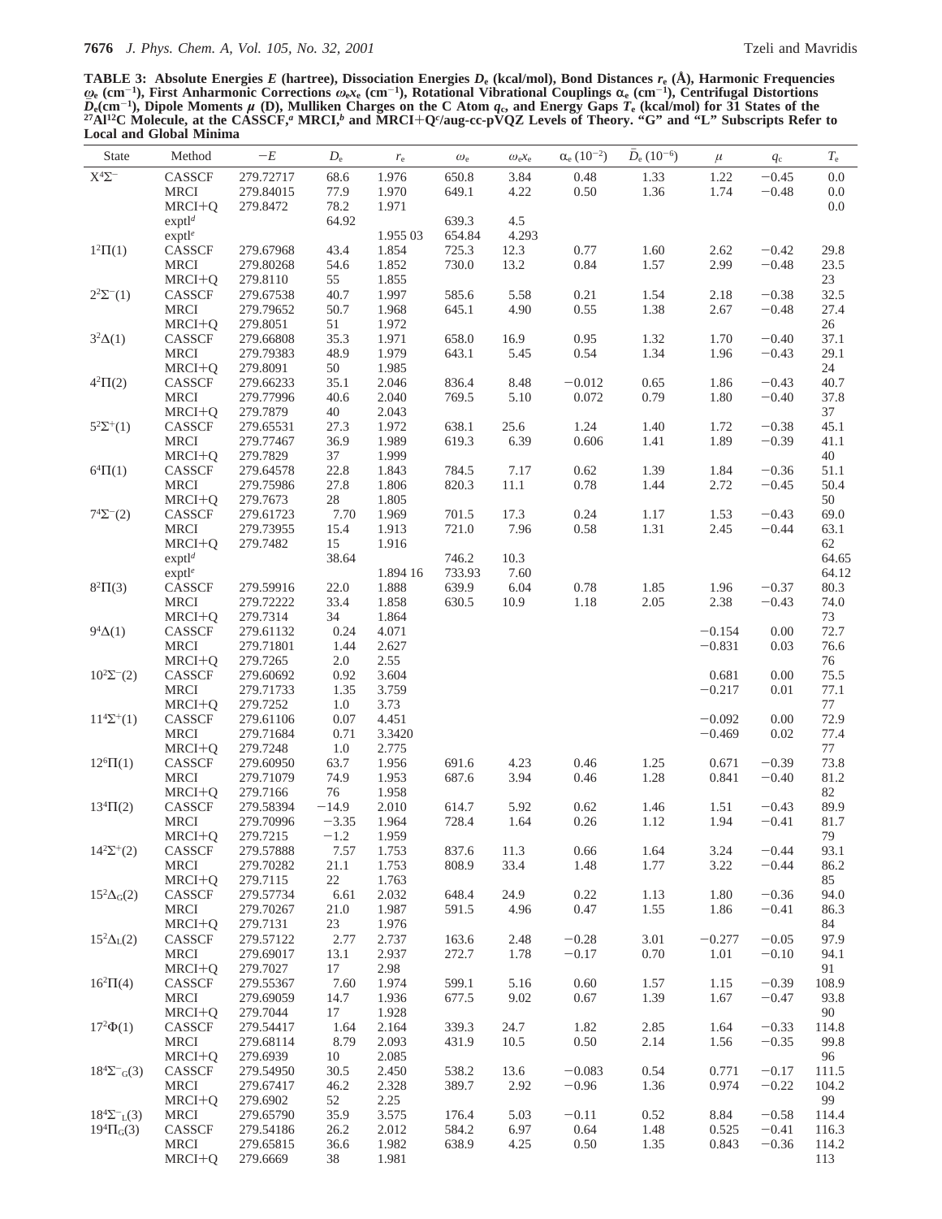**TABLE 3: Absolute Energies $E$ (hartree), Dissociation Energies $D_e$ (kcal/mol), Bond Distances $r_e$ (Å), Harmonic Frequencies $\omega_e$ (cm$^{-1}$), First Anharmonic Corrections $\omega_e x_e$ (cm$^{-1}$), Rotational Vibrational Couplings $\alpha_e$ (cm$^{-1}$), Centrifugal Distortions $\bar{D}_e$(cm$^{-1}$), Dipole Moments $\mu$ (D), Mulliken Charges on the C Atom $q_c$, and Energy Gaps $T_e$ (kcal/mol) for 31 States of the $^{27}$Al$^{12}$C Molecule, at the CASSCF,[a] MRCI,[b] and MRCI+Q[c]/aug-cc-pVQZ Levels of Theory. "G" and "L" Subscripts Refer to Local and Global Minima**

| State | Method | $-E$ | $D_e$ | $r_e$ | $\omega_e$ | $\omega_e x_e$ | $\alpha_e$ ($10^{-2}$) | $\bar{D}_e$ ($10^{-6}$) | $\mu$ | $q_c$ | $T_e$ |
|---|---|---|---|---|---|---|---|---|---|---|---|
| $X^4\Sigma^-$ | CASSCF | 279.72717 | 68.6 | 1.976 | 650.8 | 3.84 | 0.48 | 1.33 | 1.22 | −0.45 | 0.0 |
| | MRCI | 279.84015 | 77.9 | 1.970 | 649.1 | 4.22 | 0.50 | 1.36 | 1.74 | −0.48 | 0.0 |
| | MRCI+Q | 279.8472 | 78.2 | 1.971 | | | | | | | 0.0 |
| | exptl[d] | | 64.92 | | 639.3 | 4.5 | | | | | |
| | exptl[e] | | | 1.955 03 | 654.84 | 4.293 | | | | | |
| $1^2\Pi(1)$ | CASSCF | 279.67968 | 43.4 | 1.854 | 725.3 | 12.3 | 0.77 | 1.60 | 2.62 | −0.42 | 29.8 |
| | MRCI | 279.80268 | 54.6 | 1.852 | 730.0 | 13.2 | 0.84 | 1.57 | 2.99 | −0.48 | 23.5 |
| | MRCI+Q | 279.8110 | 55 | 1.855 | | | | | | | 23 |
| $2^2\Sigma^-(1)$ | CASSCF | 279.67538 | 40.7 | 1.997 | 585.6 | 5.58 | 0.21 | 1.54 | 2.18 | −0.38 | 32.5 |
| | MRCI | 279.79652 | 50.7 | 1.968 | 645.1 | 4.90 | 0.55 | 1.38 | 2.67 | −0.48 | 27.4 |
| | MRCI+Q | 279.8051 | 51 | 1.972 | | | | | | | 26 |
| $3^2\Delta(1)$ | CASSCF | 279.66808 | 35.3 | 1.971 | 658.0 | 16.9 | 0.95 | 1.32 | 1.70 | −0.40 | 37.1 |
| | MRCI | 279.79383 | 48.9 | 1.979 | 643.1 | 5.45 | 0.54 | 1.34 | 1.96 | −0.43 | 29.1 |
| | MRCI+Q | 279.8091 | 50 | 1.985 | | | | | | | 24 |
| $4^2\Pi(2)$ | CASSCF | 279.66233 | 35.1 | 2.046 | 836.4 | 8.48 | −0.012 | 0.65 | 1.86 | −0.43 | 40.7 |
| | MRCI | 279.77996 | 40.6 | 2.040 | 769.5 | 5.10 | 0.072 | 0.79 | 1.80 | −0.40 | 37.8 |
| | MRCI+Q | 279.7879 | 40 | 2.043 | | | | | | | 37 |
| $5^2\Sigma^+(1)$ | CASSCF | 279.65531 | 27.3 | 1.972 | 638.1 | 25.6 | 1.24 | 1.40 | 1.72 | −0.38 | 45.1 |
| | MRCI | 279.77467 | 36.9 | 1.989 | 619.3 | 6.39 | 0.606 | 1.41 | 1.89 | −0.39 | 41.1 |
| | MRCI+Q | 279.7829 | 37 | 1.999 | | | | | | | 40 |
| $6^4\Pi(1)$ | CASSCF | 279.64578 | 22.8 | 1.843 | 784.5 | 7.17 | 0.62 | 1.39 | 1.84 | −0.36 | 51.1 |
| | MRCI | 279.75986 | 27.8 | 1.806 | 820.3 | 11.1 | 0.78 | 1.44 | 2.72 | −0.45 | 50.4 |
| | MRCI+Q | 279.7673 | 28 | 1.805 | | | | | | | 50 |
| $7^4\Sigma^-(2)$ | CASSCF | 279.61723 | 7.70 | 1.969 | 701.5 | 17.3 | 0.24 | 1.17 | 1.53 | −0.43 | 69.0 |
| | MRCI | 279.73955 | 15.4 | 1.913 | 721.0 | 7.96 | 0.58 | 1.31 | 2.45 | −0.44 | 63.1 |
| | MRCI+Q | 279.7482 | 15 | 1.916 | | | | | | | 62 |
| | exptl[d] | | 38.64 | | 746.2 | 10.3 | | | | | 64.65 |
| | exptl[e] | | | 1.894 16 | 733.93 | 7.60 | | | | | 64.12 |
| $8^2\Pi(3)$ | CASSCF | 279.59916 | 22.0 | 1.888 | 639.9 | 6.04 | 0.78 | 1.85 | 1.96 | −0.37 | 80.3 |
| | MRCI | 279.72222 | 33.4 | 1.858 | 630.5 | 10.9 | 1.18 | 2.05 | 2.38 | −0.43 | 74.0 |
| | MRCI+Q | 279.7314 | 34 | 1.864 | | | | | | | 73 |
| $9^4\Delta(1)$ | CASSCF | 279.61132 | 0.24 | 4.071 | | | | | −0.154 | 0.00 | 72.7 |
| | MRCI | 279.71801 | 1.44 | 2.627 | | | | | −0.831 | 0.03 | 76.6 |
| | MRCI+Q | 279.7265 | 2.0 | 2.55 | | | | | | | 76 |
| $10^2\Sigma^-(2)$ | CASSCF | 279.60692 | 0.92 | 3.604 | | | | | 0.681 | 0.00 | 75.5 |
| | MRCI | 279.71733 | 1.35 | 3.759 | | | | | −0.217 | 0.01 | 77.1 |
| | MRCI+Q | 279.7252 | 1.0 | 3.73 | | | | | | | 77 |
| $11^4\Sigma^+(1)$ | CASSCF | 279.61106 | 0.07 | 4.451 | | | | | −0.092 | 0.00 | 72.9 |
| | MRCI | 279.71684 | 0.71 | 3.3420 | | | | | −0.469 | 0.02 | 77.4 |
| | MRCI+Q | 279.7248 | 1.0 | 2.775 | | | | | | | 77 |
| $12^6\Pi(1)$ | CASSCF | 279.60950 | 63.7 | 1.956 | 691.6 | 4.23 | 0.46 | 1.25 | 0.671 | −0.39 | 73.8 |
| | MRCI | 279.71079 | 74.9 | 1.953 | 687.6 | 3.94 | 0.46 | 1.28 | 0.841 | −0.40 | 81.2 |
| | MRCI+Q | 279.7166 | 76 | 1.958 | | | | | | | 82 |
| $13^4\Pi(2)$ | CASSCF | 279.58394 | −14.9 | 2.010 | 614.7 | 5.92 | 0.62 | 1.46 | 1.51 | −0.43 | 89.9 |
| | MRCI | 279.70996 | −3.35 | 1.964 | 728.4 | 1.64 | 0.26 | 1.12 | 1.94 | −0.41 | 81.7 |
| | MRCI+Q | 279.7215 | −1.2 | 1.959 | | | | | | | 79 |
| $14^2\Sigma^+(2)$ | CASSCF | 279.57888 | 7.57 | 1.753 | 837.6 | 11.3 | 0.66 | 1.64 | 3.24 | −0.44 | 93.1 |
| | MRCI | 279.70282 | 21.1 | 1.753 | 808.9 | 33.4 | 1.48 | 1.77 | 3.22 | −0.44 | 86.2 |
| | MRCI+Q | 279.7115 | 22 | 1.763 | | | | | | | 85 |
| $15^2\Delta_G(2)$ | CASSCF | 279.57734 | 6.61 | 2.032 | 648.4 | 24.9 | 0.22 | 1.13 | 1.80 | −0.36 | 94.0 |
| | MRCI | 279.70267 | 21.0 | 1.987 | 591.5 | 4.96 | 0.47 | 1.55 | 1.86 | −0.41 | 86.3 |
| | MRCI+Q | 279.7131 | 23 | 1.976 | | | | | | | 84 |
| $15^2\Delta_L(2)$ | CASSCF | 279.57122 | 2.77 | 2.737 | 163.6 | 2.48 | −0.28 | 3.01 | −0.277 | −0.05 | 97.9 |
| | MRCI | 279.69017 | 13.1 | 2.937 | 272.7 | 1.78 | −0.17 | 0.70 | 1.01 | −0.10 | 94.1 |
| | MRCI+Q | 279.7027 | 17 | 2.98 | | | | | | | 91 |
| $16^2\Pi(4)$ | CASSCF | 279.55367 | 7.60 | 1.974 | 599.1 | 5.16 | 0.60 | 1.57 | 1.15 | −0.39 | 108.9 |
| | MRCI | 279.69059 | 14.7 | 1.936 | 677.5 | 9.02 | 0.67 | 1.39 | 1.67 | −0.47 | 93.8 |
| | MRCI+Q | 279.7044 | 17 | 1.928 | | | | | | | 90 |
| $17^2\Phi(1)$ | CASSCF | 279.54417 | 1.64 | 2.164 | 339.3 | 24.7 | 1.82 | 2.85 | 1.64 | −0.33 | 114.8 |
| | MRCI | 279.68114 | 8.79 | 2.093 | 431.9 | 10.5 | 0.50 | 2.14 | 1.56 | −0.35 | 99.8 |
| | MRCI+Q | 279.6939 | 10 | 2.085 | | | | | | | 96 |
| $18^4\Sigma^-{}_G(3)$ | CASSCF | 279.54950 | 30.5 | 2.450 | 538.2 | 13.6 | −0.083 | 0.54 | 0.771 | −0.17 | 111.5 |
| | MRCI | 279.67417 | 46.2 | 2.328 | 389.7 | 2.92 | −0.96 | 1.36 | 0.974 | −0.22 | 104.2 |
| | MRCI+Q | 279.6902 | 52 | 2.25 | | | | | | | 99 |
| $18^4\Sigma^-{}_L(3)$ | MRCI | 279.65790 | 35.9 | 3.575 | 176.4 | 5.03 | −0.11 | 0.52 | 8.84 | −0.58 | 114.4 |
| $19^4\Pi_G(3)$ | CASSCF | 279.54186 | 26.2 | 2.012 | 584.2 | 6.97 | 0.64 | 1.48 | 0.525 | −0.41 | 116.3 |
| | MRCI | 279.65815 | 36.6 | 1.982 | 638.9 | 4.25 | 0.50 | 1.35 | 0.843 | −0.36 | 114.2 |
| | MRCI+Q | 279.6669 | 38 | 1.981 | | | | | | | 113 |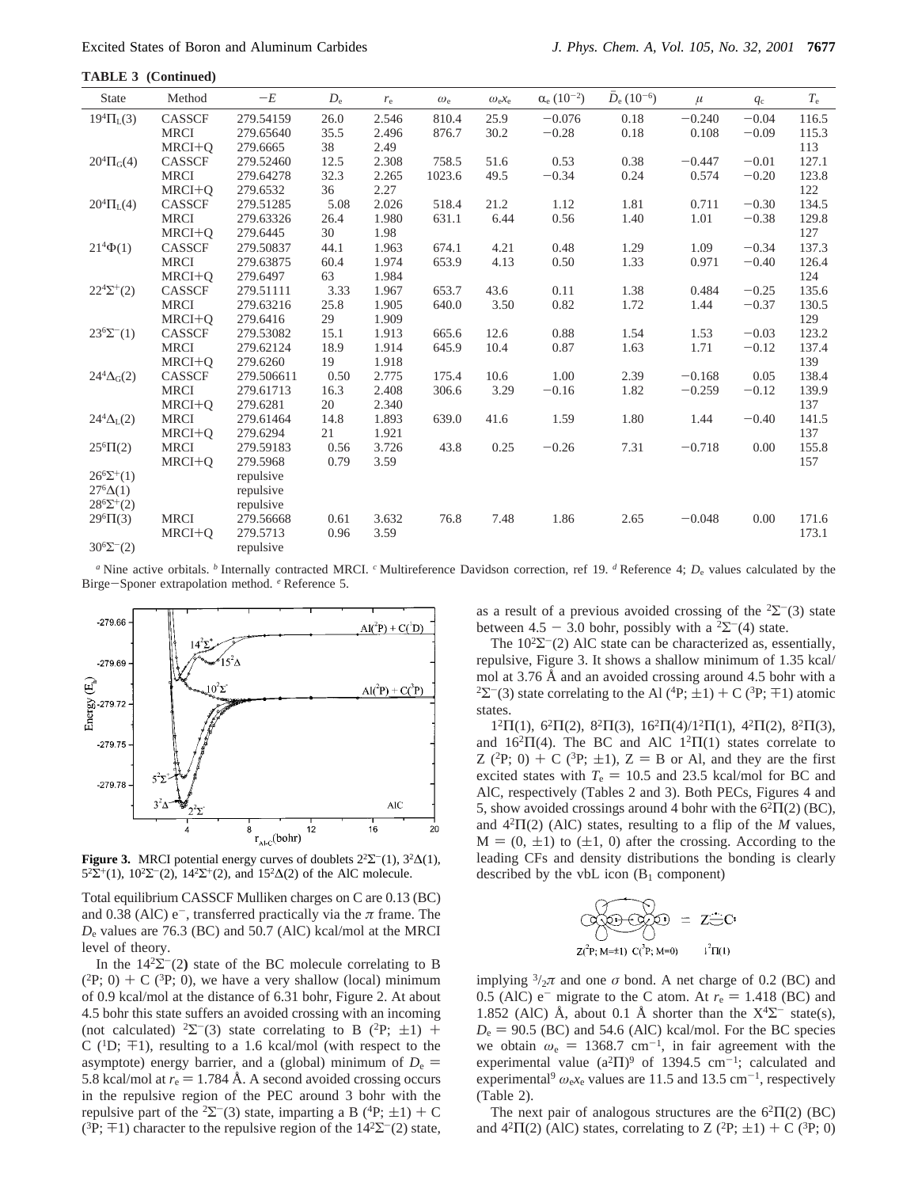**TABLE 3 (Continued)**

| State | Method | $-E$ | $D_e$ | $r_e$ | $\omega_e$ | $\omega_e x_e$ | $\alpha_e$ ($10^{-2}$) | $\bar{D}_e$ ($10^{-6}$) | $\mu$ | $q_c$ | $T_e$ |
|---|---|---|---|---|---|---|---|---|---|---|---|
| $19^4\Pi_L(3)$ | CASSCF | 279.54159 | 26.0 | 2.546 | 810.4 | 25.9 | −0.076 | 0.18 | −0.240 | −0.04 | 116.5 |
| | MRCI | 279.65640 | 35.5 | 2.496 | 876.7 | 30.2 | −0.28 | 0.18 | 0.108 | −0.09 | 115.3 |
| | MRCI+Q | 279.6665 | 38 | 2.49 | | | | | | | 113 |
| $20^4\Pi_G(4)$ | CASSCF | 279.52460 | 12.5 | 2.308 | 758.5 | 51.6 | 0.53 | 0.38 | −0.447 | −0.01 | 127.1 |
| | MRCI | 279.64278 | 32.3 | 2.265 | 1023.6 | 49.5 | −0.34 | 0.24 | 0.574 | −0.20 | 123.8 |
| | MRCI+Q | 279.6532 | 36 | 2.27 | | | | | | | 122 |
| $20^4\Pi_L(4)$ | CASSCF | 279.51285 | 5.08 | 2.026 | 518.4 | 21.2 | 1.12 | 1.81 | 0.711 | −0.30 | 134.5 |
| | MRCI | 279.63326 | 26.4 | 1.980 | 631.1 | 6.44 | 0.56 | 1.40 | 1.01 | −0.38 | 129.8 |
| | MRCI+Q | 279.6445 | 30 | 1.98 | | | | | | | 127 |
| $21^4\Phi(1)$ | CASSCF | 279.50837 | 44.1 | 1.963 | 674.1 | 4.21 | 0.48 | 1.29 | 1.09 | −0.34 | 137.3 |
| | MRCI | 279.63875 | 60.4 | 1.974 | 653.9 | 4.13 | 0.50 | 1.33 | 0.971 | −0.40 | 126.4 |
| | MRCI+Q | 279.6497 | 63 | 1.984 | | | | | | | 124 |
| $22^4\Sigma^+(2)$ | CASSCF | 279.51111 | 3.33 | 1.967 | 653.7 | 43.6 | 0.11 | 1.38 | 0.484 | −0.25 | 135.6 |
| | MRCI | 279.63216 | 25.8 | 1.905 | 640.0 | 3.50 | 0.82 | 1.72 | 1.44 | −0.37 | 130.5 |
| | MRCI+Q | 279.6416 | 29 | 1.909 | | | | | | | 129 |
| $23^6\Sigma^-(1)$ | CASSCF | 279.53082 | 15.1 | 1.913 | 665.6 | 12.6 | 0.88 | 1.54 | 1.53 | −0.03 | 123.2 |
| | MRCI | 279.62124 | 18.9 | 1.914 | 645.9 | 10.4 | 0.87 | 1.63 | 1.71 | −0.12 | 137.4 |
| | MRCI+Q | 279.6260 | 19 | 1.918 | | | | | | | 139 |
| $24^4\Delta_G(2)$ | CASSCF | 279.506611 | 0.50 | 2.775 | 175.4 | 10.6 | 1.00 | 2.39 | −0.168 | 0.05 | 138.4 |
| | MRCI | 279.61713 | 16.3 | 2.408 | 306.6 | 3.29 | −0.16 | 1.82 | −0.259 | −0.12 | 139.9 |
| | MRCI+Q | 279.6281 | 20 | 2.340 | | | | | | | 137 |
| $24^4\Delta_L(2)$ | MRCI | 279.61464 | 14.8 | 1.893 | 639.0 | 41.6 | 1.59 | 1.80 | 1.44 | −0.40 | 141.5 |
| | MRCI+Q | 279.6294 | 21 | 1.921 | | | | | | | 137 |
| $25^6\Pi(2)$ | MRCI | 279.59183 | 0.56 | 3.726 | 43.8 | 0.25 | −0.26 | 7.31 | −0.718 | 0.00 | 155.8 |
| | MRCI+Q | 279.5968 | 0.79 | 3.59 | | | | | | | 157 |
| $26^6\Sigma^+(1)$ | | repulsive | | | | | | | | | |
| $27^6\Delta(1)$ | | repulsive | | | | | | | | | |
| $28^6\Sigma^+(2)$ | | repulsive | | | | | | | | | |
| $29^6\Pi(3)$ | MRCI | 279.56668 | 0.61 | 3.632 | 76.8 | 7.48 | 1.86 | 2.65 | −0.048 | 0.00 | 171.6 |
| | MRCI+Q | 279.5713 | 0.96 | 3.59 | | | | | | | 173.1 |
| $30^6\Sigma^-(2)$ | | repulsive | | | | | | | | | |

[a] Nine active orbitals. [b] Internally contracted MRCI. [c] Multireference Davidson correction, ref 19. [d] Reference 4; $D_e$ values calculated by the Birge−Sponer extrapolation method. [e] Reference 5.

**Figure 3.** MRCI potential energy curves of doublets $2^2\Sigma^-(1)$, $3^2\Delta(1)$, $5^2\Sigma^+(1)$, $10^2\Sigma^-(2)$, $14^2\Sigma^+(2)$, and $15^2\Delta(2)$ of the AlC molecule.

Total equilibrium CASSCF Mulliken charges on C are 0.13 (BC) and 0.38 (AlC) e$^-$, transferred practically via the $\pi$ frame. The $D_e$ values are 76.3 (BC) and 50.7 (AlC) kcal/mol at the MRCI level of theory.

In the $14^2\Sigma^-(2)$ state of the BC molecule correlating to B ($^2$P; 0) + C ($^3$P; 0), we have a very shallow (local) minimum of 0.9 kcal/mol at the distance of 6.31 bohr, Figure 2. At about 4.5 bohr this state suffers an avoided crossing with an incoming (not calculated) $^2\Sigma^-(3)$ state correlating to B ($^2$P; ±1) + C ($^1$D; ∓1), resulting to a 1.6 kcal/mol (with respect to the asymptote) energy barrier, and a (global) minimum of $D_e$ = 5.8 kcal/mol at $r_e$ = 1.784 Å. A second avoided crossing occurs in the repulsive region of the PEC around 3 bohr with the repulsive part of the $^2\Sigma^-(3)$ state, imparting a B ($^4$P; ±1) + C ($^3$P; ∓1) character to the repulsive region of the $14^2\Sigma^-(2)$ state, as a result of a previous avoided crossing of the $^2\Sigma^-(3)$ state between 4.5 − 3.0 bohr, possibly with a $^2\Sigma^-(4)$ state.

The $10^2\Sigma^-(2)$ AlC state can be characterized as, essentially, repulsive, Figure 3. It shows a shallow minimum of 1.35 kcal/mol at 3.76 Å and an avoided crossing around 4.5 bohr with a $^2\Sigma^-(3)$ state correlating to the Al ($^4$P; ±1) + C ($^3$P; ∓1) atomic states.

$1^2\Pi(1)$, $6^2\Pi(2)$, $8^2\Pi(3)$, $16^2\Pi(4)/1^2\Pi(1)$, $4^2\Pi(2)$, $8^2\Pi(3)$, and $16^2\Pi(4)$. The BC and AlC $1^2\Pi(1)$ states correlate to Z ($^2$P; 0) + C ($^3$P; ±1), Z = B or Al, and they are the first excited states with $T_e$ = 10.5 and 23.5 kcal/mol for BC and AlC, respectively (Tables 2 and 3). Both PECs, Figures 4 and 5, show avoided crossings around 4 bohr with the $6^2\Pi(2)$ (BC), and $4^2\Pi(2)$ (AlC) states, resulting to a flip of the $M$ values, $M$ = (0, ±1) to (±1, 0) after the crossing. According to the leading CFs and density distributions the bonding is clearly described by the vbL icon ($B_1$ component)

Z($^2$P; M=±1) C($^3$P; M=0) = Z⋯C $1^2\Pi(1)$

implying $^3/_2\pi$ and one $\sigma$ bond. A net charge of 0.2 (BC) and 0.5 (AlC) e$^-$ migrate to the C atom. At $r_e$ = 1.418 (BC) and 1.852 (AlC) Å, about 0.1 Å shorter than the $X^4\Sigma^-$ state(s), $D_e$ = 90.5 (BC) and 54.6 (AlC) kcal/mol. For the BC species we obtain $\omega_e$ = 1368.7 cm$^{-1}$, in fair agreement with the experimental value ($a^2\Pi$)[9] of 1394.5 cm$^{-1}$; calculated and experimental[9] $\omega_e x_e$ values are 11.5 and 13.5 cm$^{-1}$, respectively (Table 2).

The next pair of analogous structures are the $6^2\Pi(2)$ (BC) and $4^2\Pi(2)$ (AlC) states, correlating to Z ($^2$P; ±1) + C ($^3$P; 0)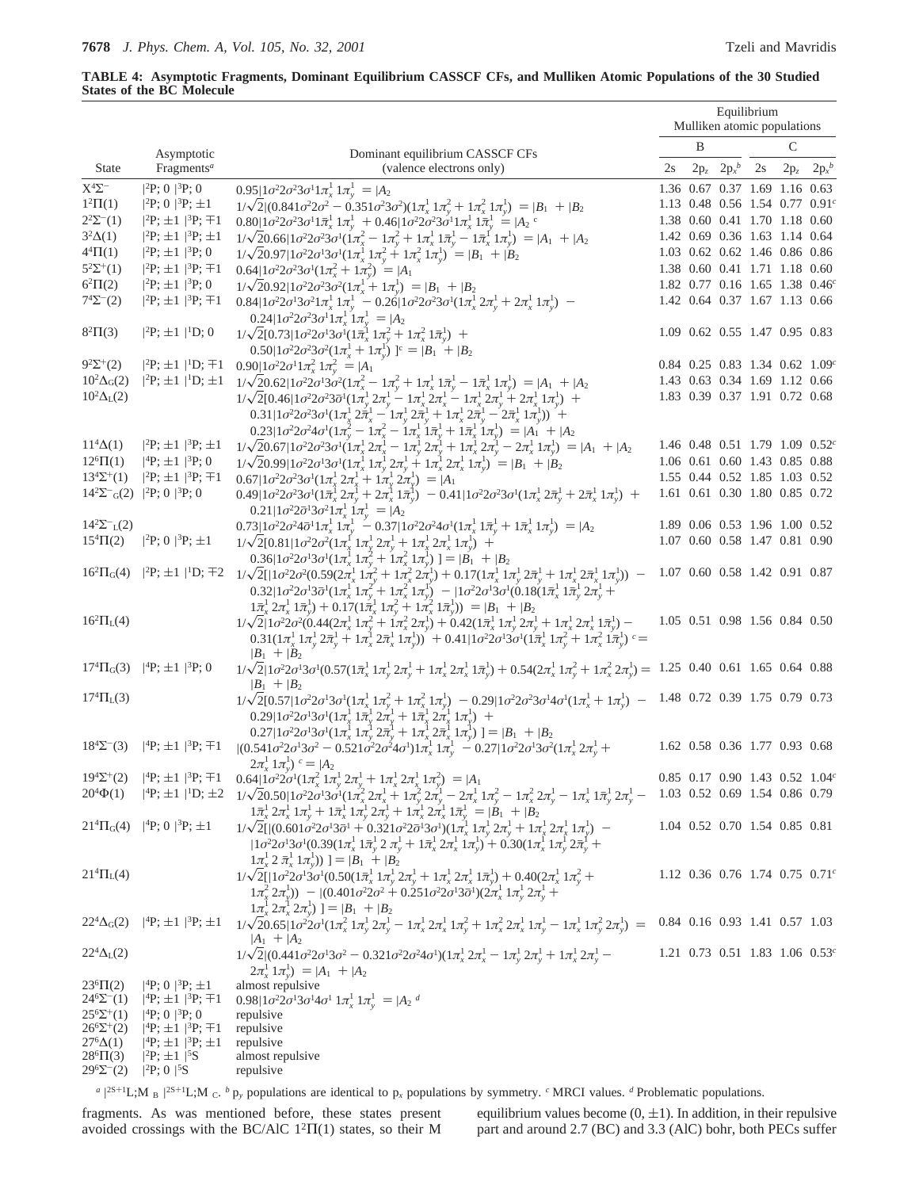**TABLE 4: Asymptotic Fragments, Dominant Equilibrium CASSCF CFs, and Mulliken Atomic Populations of the 30 Studied States of the BC Molecule**

| State | Asymptotic Fragments[a] | Dominant equilibrium CASSCF CFs (valence electrons only) | B 2s | B $2p_z$ | B $2p_x$[b] | C 2s | C $2p_z$ | C $2p_x$[b] |
|---|---|---|---|---|---|---|---|---|
| $X^4\Sigma^-$ | $\|^2P; 0\ \|^3P; 0$ | $0.95\|1\sigma^2 2\sigma^2 3\sigma^1 1\pi_x^1 1\pi_y^1\rangle = \|A_2$ | 1.36 | 0.67 | 0.37 | 1.69 | 1.16 | 0.63 |
| $1^2\Pi(1)$ | $\|^2P; 0\ \|^3P; \pm1$ | $1/\sqrt{2}(0.841\sigma^2 2\sigma^2 - 0.351\sigma^2 3\sigma^2)(1\pi_x^1 1\pi_y^2 + 1\pi_x^2 1\pi_y^1\rangle = \|B_1 + \|B_2$ | 1.13 | 0.48 | 0.56 | 1.54 | 0.77 | 0.91[c] |
| $2^2\Sigma^-(1)$ | $\|^2P; \pm1\ \|^3P; \mp1$ | $0.80\|1\sigma^2 2\sigma^2 3\sigma^1 1\bar{\pi}_x^1 1\pi_y^1\rangle + 0.46\|1\sigma^2 2\sigma^2 3\bar{\sigma}^1 1\pi_x^1 1\bar{\pi}_y^1\rangle = \|A_2$ [c] | 1.38 | 0.60 | 0.41 | 1.70 | 1.18 | 0.60 |
| $3^2\Delta(1)$ | $\|^2P; \pm1\ \|^3P; \pm1$ | $1/\sqrt{2}0.66\|1\sigma^2 2\sigma^2 3\sigma^1(1\pi_x^2 - 1\pi_y^2 + 1\pi_x^1 1\bar{\pi}_y^1 - 1\bar{\pi}_x^1 1\pi_y^1)\rangle = \|A_1 + \|A_2$ | 1.42 | 0.69 | 0.36 | 1.63 | 1.14 | 0.64 |
| $4^4\Pi(1)$ | $\|^2P; \pm1\ \|^3P; 0$ | $1/\sqrt{2}0.97\|1\sigma^2 2\sigma^1 3\sigma^1(1\pi_x^1 1\pi_y^2 + 1\pi_x^2 1\pi_y^1)\rangle = \|B_1 + \|B_2$ | 1.03 | 0.62 | 0.62 | 1.46 | 0.86 | 0.86 |
| $5^2\Sigma^+(1)$ | $\|^2P; \pm1\ \|^3P; \mp1$ | $0.64\|1\sigma^2 2\sigma^2 3\sigma^1(1\pi_x^2 + 1\pi_y^2)\rangle = \|A_1$ | 1.38 | 0.60 | 0.41 | 1.71 | 1.18 | 0.60 |
| $6^2\Pi(2)$ | $\|^2P; \pm1\ \|^3P; 0$ | $1/\sqrt{2}0.92\|1\sigma^2 2\sigma^2 3\sigma^2(1\pi_x^1 + 1\pi_y^1)\rangle = \|B_1 + \|B_2$ | 1.82 | 0.77 | 0.16 | 1.65 | 1.38 | 0.46[c] |
| $7^2\Sigma^-(2)$ | $\|^2P; \pm1\ \|^3P; \mp1$ | $0.84\|1\sigma^2 1\sigma^2 3\sigma^2 1\pi_x^1 1\pi_y^1\rangle - 0.26\|1\sigma^2 2\sigma^2 3\sigma^1(1\pi_x^1 2\pi_y^1 + 2\pi_x^1 1\pi_y^1)\rangle - 0.24\|1\sigma^2 2\sigma^2 3\sigma^1 1\pi_x^1 1\pi_y^1\rangle = \|A_2$ | 1.42 | 0.64 | 0.37 | 1.67 | 1.13 | 0.66 |
| $8^2\Pi(3)$ | $\|^2P; \pm1\ \|^1D; 0$ | $1/\sqrt{2}[0.73\|1\sigma^2 2\sigma^1 3\sigma^1(1\bar{\pi}_x^1 1\pi_y^2 + 1\pi_x^2 1\bar{\pi}_y^1)\rangle + 0.50\|1\sigma^2 2\sigma^2 3\sigma^2(1\pi_x^1 + 1\pi_y^1)\rangle$ ][c] $= \|B_1 + \|B_2$ | 1.09 | 0.62 | 0.55 | 1.47 | 0.95 | 0.83 |
| $9^2\Sigma^+(2)$ | $\|^2P; \pm1\ \|^1D; \mp1$ | $0.90\|1\sigma^2 2\sigma^1 1\pi_x^2 1\pi_y^2\rangle = \|A_1$ | 0.84 | 0.25 | 0.83 | 1.34 | 0.62 | 1.09[c] |
| $10^2\Delta_G(2)$ | $\|^2P; \pm1\ \|^1D; \pm1$ | $1/\sqrt{2}0.62\|1\sigma^2 2\sigma^1 3\sigma^2(1\pi_x^2 - 1\pi_y^2 + 1\pi_x^1 1\bar{\pi}_y^1 - 1\bar{\pi}_x^1 1\pi_y^1)\rangle = \|A_1 + \|A_2$ | 1.43 | 0.63 | 0.34 | 1.69 | 1.12 | 0.66 |
| $10^2\Delta_L(2)$ | | $1/\sqrt{2}[0.46\|1\sigma^2 2\sigma^2 3\bar{\sigma}^1(1\pi_y^1 2\pi_y^1 - 1\pi_x^1 2\pi_x^1 - 1\pi_x^1 2\pi_y^1 + 2\pi_x^1 1\pi_y^1)\rangle + 0.31\|1\sigma^2 2\sigma^2 3\sigma^1(1\pi_x^1 2\bar{\pi}_x^1 - 1\pi_y^1 2\bar{\pi}_y^1 + 1\pi_x^1 2\bar{\pi}_y^1 - 2\bar{\pi}_x^1 1\pi_y^1)\rangle + 0.23\|1\sigma^2 2\sigma^2 4\sigma^1(1\pi_y^2 - 1\pi_x^2 - 1\pi_x^1 1\bar{\pi}_y^1 + 1\bar{\pi}_x^1 1\pi_y^1)\rangle = \|A_1 + \|A_2$ | 1.83 | 0.39 | 0.37 | 1.91 | 0.72 | 0.68 |
| $11^4\Delta(1)$ | $\|^2P; \pm1\ \|^3P; \pm1$ | $1/\sqrt{2}0.67\|1\sigma^2 2\sigma^2 3\sigma^1(1\pi_x^1 2\pi_x^1 - 1\pi_y^1 2\pi_y^1 + 1\pi_x^1 2\pi_y^1 - 2\pi_x^1 1\pi_y^1)\rangle = \|A_1 + \|A_2$ | 1.46 | 0.48 | 0.51 | 1.79 | 1.09 | 0.52[c] |
| $12^6\Pi(1)$ | $\|^4P; \pm1\ \|^3P; 0$ | $1/\sqrt{2}0.99\|1\sigma^2 2\sigma^1 3\sigma^1(1\pi_x^1 1\pi_y^1 2\pi_y^1 + 1\pi_x^1 2\pi_x^1 1\pi_y^1)\rangle = \|B_1 + \|B_2$ | 1.06 | 0.61 | 0.60 | 1.43 | 0.85 | 0.88 |
| $13^4\Sigma^+(1)$ | $\|^2P; \pm1\ \|^3P; \mp1$ | $0.67\|1\sigma^2 2\sigma^2 3\sigma^1(1\pi_x^1 2\pi_x^1 + 1\pi_y^1 2\pi_y^1)\rangle = \|A_1$ | 1.55 | 0.44 | 0.52 | 1.85 | 1.03 | 0.52 |
| $14^2\Sigma^-_G(2)$ | $\|^2P; 0\ \|^3P; 0$ | $0.49\|1\sigma^2 2\sigma^2 3\sigma^1(1\bar{\pi}_x^1 2\pi_y^1 + 2\pi_x^1 1\bar{\pi}_y^1)\rangle - 0.41\|1\sigma^2 2\sigma^2 3\sigma^1(1\pi_x^1 2\bar{\pi}_y^1 + 2\bar{\pi}_x^1 1\pi_y^1)\rangle + 0.21\|1\sigma^2 2\bar{\sigma}^1 3\sigma^2 1\pi_x^1 1\pi_y^1\rangle = \|A_2$ | 1.61 | 0.61 | 0.30 | 1.80 | 0.85 | 0.72 |
| $14^2\Sigma^-_L(2)$ | | $0.73\|1\sigma^2 2\sigma^2 4\bar{\sigma}^1 1\pi_x^1 1\pi_y^1\rangle - 0.37\|1\sigma^2 2\sigma^2 4\sigma^1(1\pi_x^1 1\bar{\pi}_y^1 + 1\bar{\pi}_x^1 1\pi_y^1)\rangle = \|A_2$ | 1.89 | 0.06 | 0.53 | 1.96 | 1.00 | 0.52 |
| $15^4\Pi(2)$ | $\|^2P; 0\ \|^3P; \pm1$ | $1/\sqrt{2}[0.81\|1\sigma^2 2\sigma^2(1\pi_x^1 1\pi_y^1 2\pi_y^1 + 1\pi_x^1 2\pi_x^1 1\pi_y^1)\rangle + 0.36\|1\sigma^2 2\sigma^1 3\sigma^1(1\pi_x^1 1\pi_y^2 + 1\pi_x^2 1\pi_y^1)\rangle] = \|B_1 + \|B_2$ | 1.07 | 0.60 | 0.58 | 1.47 | 0.81 | 0.90 |
| $16^2\Pi_G(4)$ | $\|^2P; \pm1\ \|^1D; \mp2$ | $1/\sqrt{2}[\|1\sigma^2 2\sigma^2(0.59(2\pi_x^1 1\pi_y^2 + 1\pi_x^2 2\pi_y^1) + 0.17(1\pi_x^1 1\pi_y^1 2\bar{\pi}_y^1 + 1\pi_x^1 2\bar{\pi}_x^1 1\pi_y^1))\rangle - 0.32\|1\sigma^2 2\sigma^1 3\bar{\sigma}^1(1\pi_x^1 1\pi_y^2 + 1\pi_x^2 1\pi_y^1)\rangle - \|1\sigma^2 2\sigma^1 3\sigma^1(0.18(1\bar{\pi}_x^1 1\bar{\pi}_y^1 2\pi_y^1 + 1\bar{\pi}_x^1 2\pi_x^1 1\bar{\pi}_y^1) + 0.17(1\bar{\pi}_x^1 1\pi_y^2 + 1\pi_x^2 1\bar{\pi}_y^1))\rangle] = \|B_1 + \|B_2$ | 1.07 | 0.60 | 0.58 | 1.42 | 0.91 | 0.87 |
| $16^2\Pi_L(4)$ | | $1/\sqrt{2}[\|1\sigma^2 2\sigma^2(0.44(2\pi_x^1 1\pi_y^2 + 1\pi_x^2 2\pi_y^1) + 0.42(1\bar{\pi}_x^1 1\pi_y^1 2\pi_y^1 + 1\pi_x^1 2\pi_x^1 1\bar{\pi}_y^1) - 0.31(1\pi_x^1 1\pi_y^1 2\bar{\pi}_y^1 + 1\pi_x^1 2\bar{\pi}_x^1 1\pi_y^1))\rangle + 0.41\|1\sigma^2 2\sigma^1 3\sigma^1(1\bar{\pi}_x^1 1\pi_y^2 + 1\pi_x^2 1\bar{\pi}_y^1)\rangle$[c] $= \|B_1 + \|B_2$ | 1.05 | 0.51 | 0.98 | 1.56 | 0.84 | 0.50 |
| $17^4\Pi_G(3)$ | $\|^4P; \pm1\ \|^3P; 0$ | $1/\sqrt{2}\|1\sigma^2 2\sigma^1 3\sigma^1(0.57(1\bar{\pi}_x^1 1\pi_y^1 2\pi_y^1 + 1\pi_x^1 2\pi_x^1 1\bar{\pi}_y^1) + 0.54(2\pi_x^1 1\pi_y^2 + 1\pi_x^2 2\pi_y^1)\rangle = \|B_1 + \|B_2$ | 1.25 | 0.40 | 0.61 | 1.65 | 0.64 | 0.88 |
| $17^4\Pi_L(3)$ | | $1/\sqrt{2}[0.57\|1\sigma^2 2\sigma^1 3\sigma^1(1\pi_x^1 1\pi_y^2 + 1\pi_x^2 1\pi_y^1)\rangle - 0.29\|1\sigma^2 2\sigma^2 3\sigma^1 4\sigma^1(1\pi_x^1 + 1\pi_y^1)\rangle - 0.29\|1\sigma^2 2\sigma^1 3\sigma^1(1\pi_x^1 1\bar{\pi}_y^1 2\pi_y^1 + 1\bar{\pi}_x^1 2\pi_x^1 1\pi_y^1)\rangle + 0.27\|1\sigma^2 2\sigma^1 3\sigma^1(1\pi_x^1 1\pi_y^1 2\bar{\pi}_y^1 + 1\pi_x^1 2\bar{\pi}_x^1 1\pi_y^1)\rangle] = \|B_1 + \|B_2$ | 1.48 | 0.72 | 0.39 | 1.75 | 0.79 | 0.73 |
| $18^4\Sigma^-(3)$ | $\|^4P; \pm1\ \|^3P; \mp1$ | $\|(0.541\sigma^2 2\sigma^1 3\sigma^2 - 0.521\sigma^2 2\sigma^2 4\sigma^1)1\pi_x^1 1\pi_y^1\rangle - 0.27\|1\sigma^2 2\sigma^1 3\sigma^2(1\pi_x^1 2\pi_y^1 + 2\pi_x^1 1\pi_y^1)\rangle$[c] $= \|A_2$ | 1.62 | 0.58 | 0.36 | 1.77 | 0.93 | 0.68 |
| $19^4\Sigma^+(2)$ | $\|^4P; \pm1\ \|^3P; \mp1$ | $0.64\|1\sigma^2 2\sigma^1(1\pi_x^2 1\pi_y^1 2\pi_y^1 + 1\pi_x^1 2\pi_x^1 1\pi_y^2)\rangle = \|A_1$ | 0.85 | 0.17 | 0.90 | 1.43 | 0.52 | 1.04[c] |
| $20^4\Phi(1)$ | $\|^4P; \pm1\ \|^1D; \pm2$ | $1/\sqrt{2}0.50\|1\sigma^2 2\sigma^1 3\sigma^1(1\pi_x^2 2\pi_x^1 + 1\pi_y^2 2\pi_y^1 - 2\pi_x^1 1\pi_y^2 - 1\pi_x^2 2\pi_y^1 - 1\pi_x^1 1\bar{\pi}_y^1 2\pi_y^1 - 1\bar{\pi}_x^1 2\pi_x^1 1\pi_y^1 + 1\bar{\pi}_x^1 1\pi_y^1 2\pi_y^1 + 1\pi_x^1 2\pi_x^1 1\bar{\pi}_y^1\rangle = \|B_1 + \|B_2$ | 1.03 | 0.52 | 0.69 | 1.54 | 0.86 | 0.79 |
| $21^4\Pi_G(4)$ | $\|^4P; 0\ \|^3P; \pm1$ | $1/\sqrt{2}[\|(0.601\sigma^2 2\sigma^1 3\bar{\sigma}^1 + 0.321\sigma^2 2\bar{\sigma}^1 3\sigma^1)(1\pi_x^1 1\pi_y^1 2\pi_y^1 + 1\pi_x^1 2\pi_x^1 1\pi_y^1)\rangle - \|1\sigma^2 2\sigma^1 3\sigma^1(0.39(1\pi_x^1 1\bar{\pi}_y^1 2\pi_y^1 + 1\bar{\pi}_x^1 2\pi_x^1 1\pi_y^1) + 0.30(1\pi_x^1 1\pi_y^1 2\bar{\pi}_y^1 + 1\pi_x^1 2\bar{\pi}_x^1 1\pi_y^1))\rangle] = \|B_1 + \|B_2$ | 1.04 | 0.52 | 0.70 | 1.54 | 0.85 | 0.81 |
| $21^4\Pi_L(4)$ | | $1/\sqrt{2}[\|1\sigma^2 2\sigma^1 3\sigma^1(0.50(1\bar{\pi}_x^1 1\pi_y^1 2\pi_y^1 + 1\pi_x^1 2\pi_x^1 1\bar{\pi}_y^1) + 0.40(2\pi_x^1 1\pi_y^2 + 1\pi_x^2 2\pi_y^1))\rangle - \|(0.401\sigma^2 2\sigma^2 + 0.251\sigma^2 2\sigma^1 3\bar{\sigma}^1)(2\pi_x^1 1\pi_y^1 2\pi_y^1 + 1\pi_x^1 2\pi_x^1 2\pi_y^1)\rangle] = \|B_1 + \|B_2$ | 1.12 | 0.36 | 0.76 | 1.74 | 0.75 | 0.71[c] |
| $22^4\Delta_G(2)$ | $\|^4P; \pm1\ \|^3P; \pm1$ | $1/\sqrt{2}0.65\|1\sigma^2 2\sigma^1(1\pi_x^2 1\pi_y^1 2\pi_y^1 - 1\pi_x^1 2\pi_x^1 1\pi_y^2 + 1\pi_x^2 2\pi_x^1 1\pi_y^1 - 1\pi_x^1 1\pi_y^2 2\pi_y^1)\rangle = \|A_1 + \|A_2$ | 0.84 | 0.16 | 0.93 | 1.41 | 0.57 | 1.03 |
| $22^4\Delta_L(2)$ | | $1/\sqrt{2}\|(0.441\sigma^2 2\sigma^1 3\sigma^2 - 0.321\sigma^2 2\sigma^2 4\sigma^1)(1\pi_x^1 2\pi_x^1 - 1\pi_y^1 2\pi_y^1 + 1\pi_x^1 2\pi_y^1 - 2\pi_x^1 1\pi_y^1)\rangle = \|A_1 + \|A_2$ | 1.21 | 0.73 | 0.51 | 1.83 | 1.06 | 0.53[c] |
| $23^6\Pi(2)$ | $\|^4P; 0\ \|^3P; \pm1$ | almost repulsive | | | | | | |
| $24^6\Sigma^-(1)$ | $\|^4P; \pm1\ \|^3P; \mp1$ | $0.98\|1\sigma^2 2\sigma^1 3\sigma^1 4\sigma^1 1\pi_x^1 1\pi_y^1\rangle = \|A_2$ [d] | | | | | | |
| $25^6\Sigma^+(1)$ | $\|^4P; 0\ \|^3P; 0$ | repulsive | | | | | | |
| $26^6\Sigma^+(2)$ | $\|^4P; \pm1\ \|^3P; \mp1$ | repulsive | | | | | | |
| $27^6\Delta(1)$ | $\|^4P; \pm1\ \|^3P; \pm1$ | repulsive | | | | | | |
| $28^6\Pi(3)$ | $\|^2P; \pm1\ \|^5S$ | almost repulsive | | | | | | |
| $29^6\Sigma^-(2)$ | $\|^2P; 0\ \|^5S$ | repulsive | | | | | | |

[a] $|^{2S+1}L; M\rangle_B\ |^{2S+1}L; M\rangle_C$. [b] $p_y$ populations are identical to $p_x$ populations by symmetry. [c] MRCI values. [d] Problematic populations.

fragments. As was mentioned before, these states present avoided crossings with the BC/AlC $1^2\Pi(1)$ states, so their M equilibrium values become $(0, \pm1)$. In addition, in their repulsive part and around 2.7 (BC) and 3.3 (AlC) bohr, both PECs suffer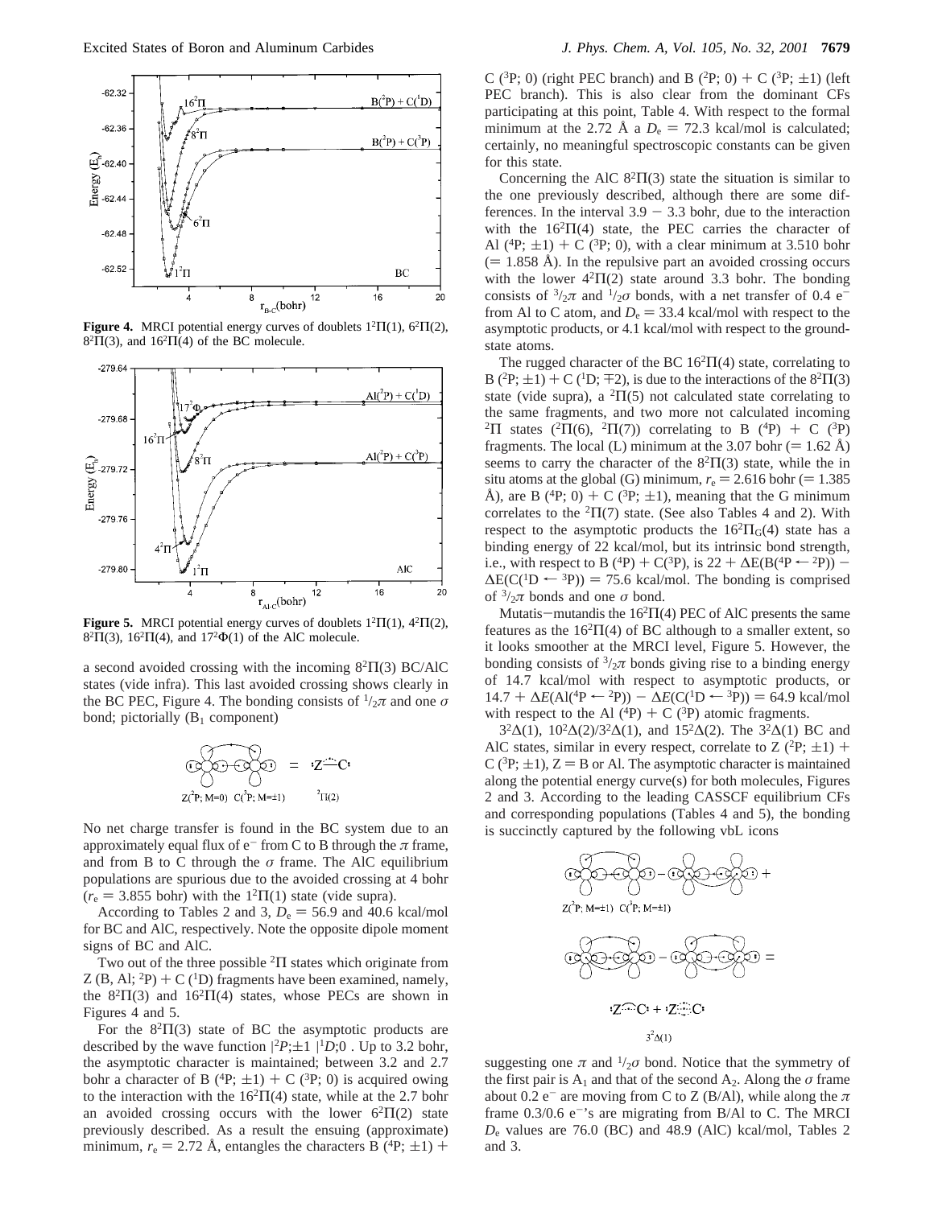**Figure 4.** MRCI potential energy curves of doublets $1^2\Pi(1)$, $6^2\Pi(2)$, $8^2\Pi(3)$, and $16^2\Pi(4)$ of the BC molecule.

**Figure 5.** MRCI potential energy curves of doublets $1^2\Pi(1)$, $4^2\Pi(2)$, $8^2\Pi(3)$, $16^2\Pi(4)$, and $17^2\Phi(1)$ of the AlC molecule.

a second avoided crossing with the incoming $8^2\Pi(3)$ BC/AlC states (vide infra). This last avoided crossing shows clearly in the BC PEC, Figure 4. The bonding consists of $^1/_2\pi$ and one $\sigma$ bond; pictorially ($B_1$ component)

$Z(^2P; M=0)$ $C(^3P; M=\pm1)$ = Z—C $^2\Pi(2)$

No net charge transfer is found in the BC system due to an approximately equal flux of e$^-$ from C to B through the $\pi$ frame, and from B to C through the $\sigma$ frame. The AlC equilibrium populations are spurious due to the avoided crossing at 4 bohr ($r_e$ = 3.855 bohr) with the $1^2\Pi(1)$ state (vide supra).

According to Tables 2 and 3, $D_e$ = 56.9 and 40.6 kcal/mol for BC and AlC, respectively. Note the opposite dipole moment signs of BC and AlC.

Two out of the three possible $^2\Pi$ states which originate from Z (B, Al; $^2$P) + C ($^1$D) fragments have been examined, namely, the $8^2\Pi(3)$ and $16^2\Pi(4)$ states, whose PECs are shown in Figures 4 and 5.

For the $8^2\Pi(3)$ state of BC the asymptotic products are described by the wave function $|^2P;\pm1\rangle|^1D;0\rangle$. Up to 3.2 bohr, the asymptotic character is maintained; between 3.2 and 2.7 bohr a character of B ($^4$P; $\pm1$) + C ($^3$P; 0) is acquired owing to the interaction with the $16^2\Pi(4)$ state, while at the 2.7 bohr an avoided crossing occurs with the lower $6^2\Pi(2)$ state previously described. As a result the ensuing (approximate) minimum, $r_e$ = 2.72 Å, entangles the characters B ($^4$P; $\pm1$) + C ($^3$P; 0) (right PEC branch) and B ($^2$P; 0) + C ($^3$P; $\pm1$) (left PEC branch). This is also clear from the dominant CFs participating at this point, Table 4. With respect to the formal minimum at the 2.72 Å a $D_e$ = 72.3 kcal/mol is calculated; certainly, no meaningful spectroscopic constants can be given for this state.

Concerning the AlC $8^2\Pi(3)$ state the situation is similar to the one previously described, although there are some differences. In the interval 3.9 − 3.3 bohr, due to the interaction with the $16^2\Pi(4)$ state, the PEC carries the character of Al ($^4$P; $\pm1$) + C ($^3$P; 0), with a clear minimum at 3.510 bohr (= 1.858 Å). In the repulsive part an avoided crossing occurs with the lower $4^2\Pi(2)$ state around 3.3 bohr. The bonding consists of $^3/_2\pi$ and $^1/_2\sigma$ bonds, with a net transfer of 0.4 e$^-$ from Al to C atom, and $D_e$ = 33.4 kcal/mol with respect to the asymptotic products, or 4.1 kcal/mol with respect to the ground-state atoms.

The rugged character of the BC $16^2\Pi(4)$ state, correlating to B ($^2$P; $\pm1$) + C ($^1$D; $\mp2$), is due to the interactions of the $8^2\Pi(3)$ state (vide supra), a $^2\Pi(5)$ not calculated state correlating to the same fragments, and two more not calculated incoming $^2\Pi$ states ($^2\Pi(6)$, $^2\Pi(7)$) correlating to B ($^4$P) + C ($^3$P) fragments. The local (L) minimum at the 3.07 bohr (= 1.62 Å) seems to carry the character of the $8^2\Pi(3)$ state, while the in situ atoms at the global (G) minimum, $r_e$ = 2.616 bohr (= 1.385 Å), are B ($^4$P; 0) + C ($^3$P; $\pm1$), meaning that the G minimum correlates to the $^2\Pi(7)$ state. (See also Tables 4 and 2). With respect to the asymptotic products the $16^2\Pi_G(4)$ state has a binding energy of 22 kcal/mol, but its intrinsic bond strength, i.e., with respect to B ($^4$P) + C($^3$P), is 22 + $\Delta$E(B($^4$P ← $^2$P)) − $\Delta$E(C($^1$D ← $^3$P)) = 75.6 kcal/mol. The bonding is comprised of $^3/_2\pi$ bonds and one $\sigma$ bond.

Mutatis−mutandis the $16^2\Pi(4)$ PEC of AlC presents the same features as the $16^2\Pi(4)$ of BC although to a smaller extent, so it looks smoother at the MRCI level, Figure 5. However, the bonding consists of $^3/_2\pi$ bonds giving rise to a binding energy of 14.7 kcal/mol with respect to asymptotic products, or 14.7 + $\Delta E$(Al($^4$P ← $^2$P)) − $\Delta E$(C($^1$D ← $^3$P)) = 64.9 kcal/mol with respect to the Al ($^4$P) + C ($^3$P) atomic fragments.

$3^2\Delta(1)$, $10^2\Delta(2)/3^2\Delta(1)$, and $15^2\Delta(2)$. The $3^2\Delta(1)$ BC and AlC states, similar in every respect, correlate to Z ($^2$P; $\pm1$) + C ($^3$P; $\pm1$), Z = B or Al. The asymptotic character is maintained along the potential energy curve(s) for both molecules, Figures 2 and 3. According to the leading CASSCF equilibrium CFs and corresponding populations (Tables 4 and 5), the bonding is succinctly captured by the following vbL icons

$Z(^2P; M=\pm1)$ $C(^3P; M=\pm1)$

Z⌒C + Z⋯C

$3^2\Delta(1)$

suggesting one $\pi$ and $^1/_2\sigma$ bond. Notice that the symmetry of the first pair is $A_1$ and that of the second $A_2$. Along the $\sigma$ frame about 0.2 e$^-$ are moving from C to Z (B/Al), while along the $\pi$ frame 0.3/0.6 e$^-$'s are migrating from B/Al to C. The MRCI $D_e$ values are 76.0 (BC) and 48.9 (AlC) kcal/mol, Tables 2 and 3.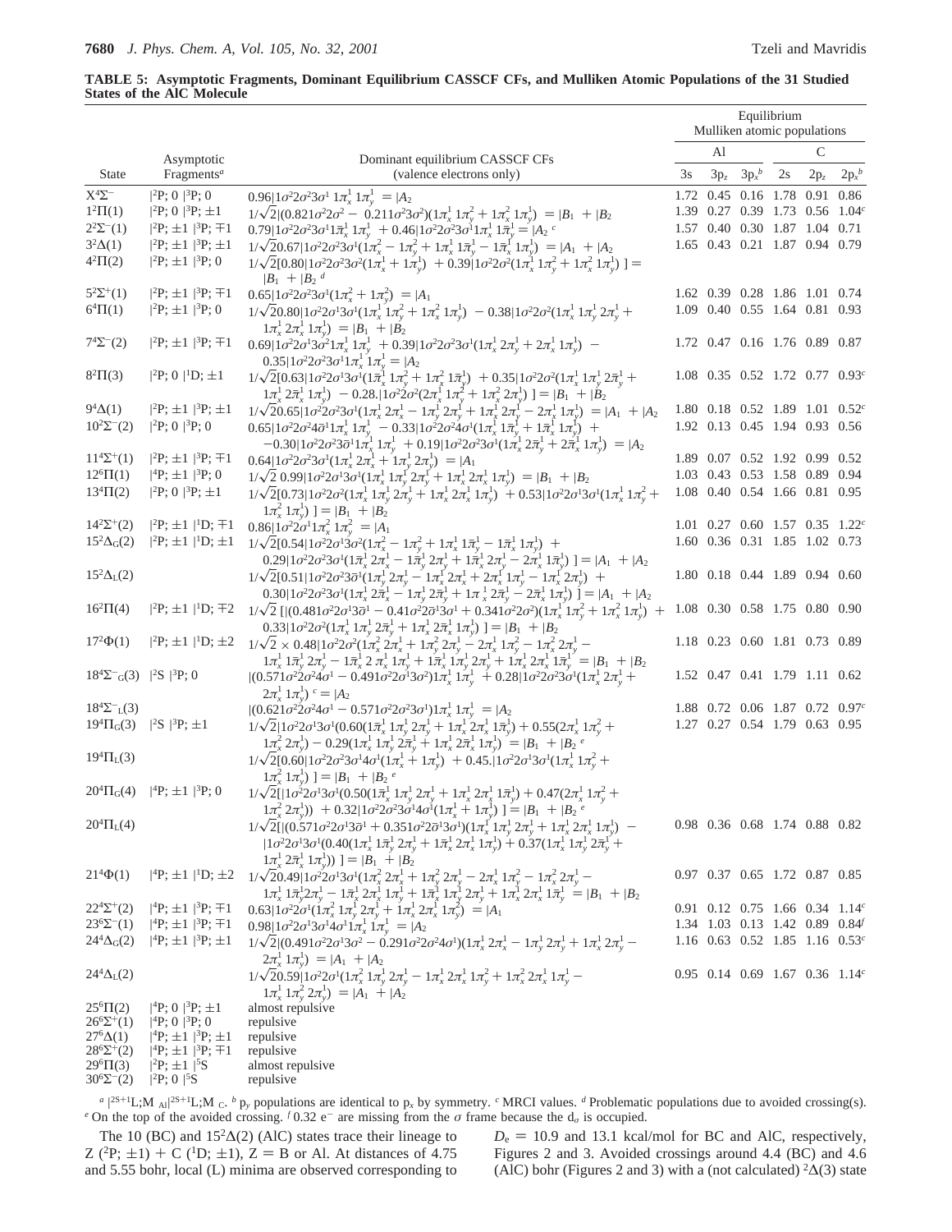**TABLE 5: Asymptotic Fragments, Dominant Equilibrium CASSCF CFs, and Mulliken Atomic Populations of the 31 Studied States of the AlC Molecule**

| State | Asymptotic Fragments[a] | Dominant equilibrium CASSCF CFs (valence electrons only) | Al 3s | Al $3p_z$ | Al $3p_x$[b] | C 2s | C $2p_z$ | C $2p_x$[b] |
|---|---|---|---|---|---|---|---|---|
| $X^4\Sigma^-$ | $\|^2P; 0\ \|^3P; 0$ | $0.96\|1\sigma^2 2\sigma^2 3\sigma^1\ 1\pi_x^1\ 1\pi_y^1\rangle = \|A_2\rangle$ | 1.72 | 0.45 | 0.16 | 1.78 | 0.91 | 0.86 |
| $1^2\Pi(1)$ | $\|^2P; 0\ \|^3P; \pm1$ | $1/\sqrt{2}\|(0.821\sigma^2 2\sigma^2 - 0.211\sigma^2 3\sigma^2)(1\pi_x^1\ 1\pi_y^2 + 1\pi_x^2\ 1\pi_y^1)\rangle = \|B_1\rangle + \|B_2\rangle$ | 1.39 | 0.27 | 0.39 | 1.73 | 0.56 | 1.04[c] |
| $2^2\Sigma^-(1)$ | $\|^2P; \pm1\ \|^3P; \mp1$ | $0.79\|1\sigma^2 2\sigma^2 3\sigma^1 1\bar{\pi}_x^1\ 1\pi_y^1\rangle + 0.46\|1\sigma^2 2\sigma^2 3\bar{\sigma}^1 1\pi_x^1\ 1\bar{\pi}_y^1\rangle = \|A_2\rangle$[c] | 1.57 | 0.40 | 0.30 | 1.87 | 1.04 | 0.71 |
| $3^2\Delta(1)$ | $\|^2P; \pm1\ \|^3P; \pm1$ | $1/\sqrt{2}0.67\|1\sigma^2 2\sigma^2 3\sigma^1(1\pi_x^2 - 1\pi_y^2 + 1\pi_x^1\ 1\bar{\pi}_y^1 - 1\bar{\pi}_x^1\ 1\pi_y^1)\rangle = \|A_1\rangle + \|A_2\rangle$ | 1.65 | 0.43 | 0.21 | 1.87 | 0.94 | 0.79 |
| $4^2\Pi(2)$ | $\|^2P; \pm1\ \|^3P; 0$ | $1/\sqrt{2}[0.80\|1\sigma^2 2\sigma^2 3\sigma^2(1\pi_x^1 + 1\pi_y^1)\rangle + 0.39\|1\sigma^2 2\sigma^2(1\pi_x^1\ 1\pi_y^2 + 1\pi_x^2\ 1\pi_y^1)\rangle] = \|B_1\rangle + \|B_2\rangle$[d] | | | | | | |
| $5^2\Sigma^+(1)$ | $\|^2P; \pm1\ \|^3P; \mp1$ | $0.65\|1\sigma^2 2\sigma^2 3\sigma^1(1\pi_x^2 + 1\pi_y^2)\rangle = \|A_1\rangle$ | 1.62 | 0.39 | 0.28 | 1.86 | 1.01 | 0.74 |
| $6^4\Pi(1)$ | $\|^2P; \pm1\ \|^3P; 0$ | $1/\sqrt{2}0.80\|1\sigma^2 2\sigma^1 3\sigma^1(1\pi_x^1\ 1\pi_y^2 + 1\pi_x^2\ 1\pi_y^1)\rangle - 0.38\|1\sigma^2 2\sigma^2(1\pi_x^1\ 1\pi_y^1\ 2\pi_y^1 + 1\pi_x^1\ 2\pi_x^1\ 1\pi_y^1)\rangle = \|B_1\rangle + \|B_2\rangle$ | 1.09 | 0.40 | 0.55 | 1.64 | 0.81 | 0.93 |
| $7^4\Sigma^-(2)$ | $\|^2P; \pm1\ \|^3P; \mp1$ | $0.69\|1\sigma^2 2\sigma^1 3\sigma^2 1\pi_x^1\ 1\pi_y^1\rangle + 0.39\|1\sigma^2 2\sigma^2 3\sigma^1(1\pi_x^1\ 2\pi_y^1 + 2\pi_x^1\ 1\pi_y^1)\rangle - 0.35\|1\sigma^2 2\sigma^2 3\sigma^1 1\pi_x^1\ 1\pi_y^1\rangle = \|A_2\rangle$ | 1.72 | 0.47 | 0.16 | 1.76 | 0.89 | 0.87 |
| $8^2\Pi(3)$ | $\|^2P; 0\ \|^1D; \pm1$ | $1/\sqrt{2}[0.63\|1\sigma^2 2\sigma^1 3\sigma^1(1\bar{\pi}_x^1\ 1\pi_y^2 + 1\pi_x^2\ 1\bar{\pi}_y^1)\rangle + 0.35\|1\sigma^2 2\sigma^2(1\pi_x^1\ 1\pi_y^1\ 2\bar{\pi}_y^1 + 1\pi_x^1\ 2\bar{\pi}_x^1\ 1\pi_y^1)\rangle - 0.28.\|1\sigma^2 2\sigma^2(2\pi_x^1\ 1\pi_y^2 + 1\pi_x^2\ 2\pi_y^1)\rangle] = \|B_1\rangle + \|B_2\rangle$ | 1.08 | 0.35 | 0.52 | 1.72 | 0.77 | 0.93[c] |
| $9^4\Delta(1)$ | $\|^2P; \pm1\ \|^3P; \pm1$ | $1/\sqrt{2}0.65\|1\sigma^2 2\sigma^2 3\sigma^1(1\pi_x^1\ 2\pi_x^1 - 1\pi_y^1\ 2\pi_y^1 + 1\pi_x^1\ 2\pi_y^1 - 2\pi_x^1\ 1\pi_y^1)\rangle = \|A_1\rangle + \|A_2\rangle$ | 1.80 | 0.18 | 0.52 | 1.89 | 1.01 | 0.52[c] |
| $10^2\Sigma^-(2)$ | $\|^2P; 0\ \|^3P; 0$ | $0.65\|1\sigma^2 2\sigma^2 4\bar{\sigma}^1 1\pi_x^1\ 1\pi_y^1\rangle - 0.33\|1\sigma^2 2\sigma^2 4\sigma^1(1\pi_x^1\ 1\bar{\pi}_y^1 + 1\bar{\pi}_x^1\ 1\pi_y^1)\rangle + -0.30\|1\sigma^2 2\sigma^2 3\bar{\sigma}^1 1\pi_x^1\ 1\pi_y^1\rangle + 0.19\|1\sigma^2 2\sigma^2 3\sigma^1(1\pi_x^1\ 2\bar{\pi}_y^1 + 2\bar{\pi}_x^1\ 1\pi_y^1)\rangle = \|A_2\rangle$ | 1.92 | 0.13 | 0.45 | 1.94 | 0.93 | 0.56 |
| $11^4\Sigma^+(1)$ | $\|^2P; \pm1\ \|^3P; \mp1$ | $0.64\|1\sigma^2 2\sigma^2 3\sigma^1(1\pi_x^1\ 2\pi_x^1 + 1\pi_y^1\ 2\pi_y^1)\rangle = \|A_1\rangle$ | 1.89 | 0.07 | 0.52 | 1.92 | 0.99 | 0.52 |
| $12^6\Pi(1)$ | $\|^4P; \pm1\ \|^3P; 0$ | $1/\sqrt{2}\ 0.99\|1\sigma^2 2\sigma^1 3\sigma^1(1\pi_x^1\ 1\pi_y^1\ 2\pi_y^1 + 1\pi_x^1\ 2\pi_x^1\ 1\pi_y^1)\rangle = \|B_1\rangle + \|B_2\rangle$ | 1.03 | 0.43 | 0.53 | 1.58 | 0.89 | 0.94 |
| $13^4\Pi(2)$ | $\|^2P; 0\ \|^3P; \pm1$ | $1/\sqrt{2}[0.73\|1\sigma^2 2\sigma^2(1\pi_x^1\ 1\pi_y^1\ 2\pi_y^1 + 1\pi_x^1\ 2\pi_x^1\ 1\pi_y^1)\rangle + 0.53\|1\sigma^2 2\sigma^1 3\sigma^1(1\pi_x^1\ 1\pi_y^2 + 1\pi_x^2\ 1\pi_y^1)\rangle] = \|B_1\rangle + \|B_2\rangle$ | 1.08 | 0.40 | 0.54 | 1.66 | 0.81 | 0.95 |
| $14^2\Sigma^+(2)$ | $\|^2P; \pm1\ \|^1D; \mp1$ | $0.86\|1\sigma^2 2\sigma^1 1\pi_x^2\ 1\pi_y^2\rangle = \|A_1\rangle$ | 1.01 | 0.27 | 0.60 | 1.57 | 0.35 | 1.22[c] |
| $15^2\Delta_G(2)$ | $\|^2P; \pm1\ \|^1D; \pm1$ | $1/\sqrt{2}[0.54\|1\sigma^2 2\sigma^1 3\sigma^2(1\pi_x^2 - 1\pi_y^2 + 1\pi_x^1\ 1\bar{\pi}_y^1 - 1\bar{\pi}_x^1\ 1\pi_y^1)\rangle + 0.29\|1\sigma^2 2\sigma^2 3\sigma^1(1\bar{\pi}_x^1\ 2\pi_x^1 - 1\bar{\pi}_y^1\ 2\pi_y^1 + 1\bar{\pi}_x^1\ 2\pi_y^1 - 2\pi_x^1\ 1\bar{\pi}_y^1)\rangle] = \|A_1\rangle + \|A_2\rangle$ | 1.60 | 0.36 | 0.31 | 1.85 | 1.02 | 0.73 |
| $15^2\Delta_L(2)$ | | $1/\sqrt{2}[0.51\|1\sigma^2 2\sigma^2 3\bar{\sigma}^1(1\pi_y^1\ 2\pi_y^1 - 1\pi_x^1\ 2\pi_x^1 + 2\pi_x^1\ 1\pi_y^1 - 1\pi_x^1\ 2\pi_y^1)\rangle + 0.30\|1\sigma^2 2\sigma^2 3\sigma^1(1\pi_x^1\ 2\bar{\pi}_x^1 - 1\pi_y^1\ 2\bar{\pi}_y^1 + 1\pi_x^1\ 2\bar{\pi}_y^1 - 2\bar{\pi}_x^1\ 1\pi_y^1)\rangle] = \|A_1\rangle + \|A_2\rangle$ | 1.80 | 0.18 | 0.44 | 1.89 | 0.94 | 0.60 |
| $16^2\Pi(4)$ | $\|^2P; \pm1\ \|^1D; \mp2$ | $1/\sqrt{2}\ [\|(0.481\sigma^2 2\sigma^1 3\bar{\sigma}^1 - 0.41\sigma^2 2\bar{\sigma}^1 3\sigma^1 + 0.341\sigma^2 2\sigma^2)(1\pi_x^1\ 1\pi_y^2 + 1\pi_x^2\ 1\pi_y^1)\rangle + 0.33\|1\sigma^2 2\sigma^2(1\pi_x^1\ 1\pi_y^1\ 2\bar{\pi}_y^1 + 1\pi_x^1\ 2\bar{\pi}_x^1\ 1\pi_y^1)\rangle] = \|B_1\rangle + \|B_2\rangle$ | 1.08 | 0.30 | 0.58 | 1.75 | 0.80 | 0.90 |
| $17^2\Phi(1)$ | $\|^2P; \pm1\ \|^1D; \pm2$ | $1/\sqrt{2} \times 0.48\|1\sigma^2 2\sigma^2(1\pi_x^2\ 2\pi_x^1 + 1\pi_y^2\ 2\pi_y^1 - 2\pi_x^1\ 1\pi_y^2 - 1\pi_x^2\ 2\pi_y^1 - 1\pi_x^1\ 1\bar{\pi}_y^1\ 2\pi_y^1 - 1\bar{\pi}_x^1\ 2\pi_x^1\ 1\pi_y^1 + 1\bar{\pi}_x^1\ 1\pi_y^1\ 2\pi_y^1 + 1\pi_x^1\ 2\pi_x^1\ 1\bar{\pi}_y^1\rangle = \|B_1\rangle + \|B_2\rangle$ | 1.18 | 0.23 | 0.60 | 1.81 | 0.73 | 0.89 |
| $18^4\Sigma^-{}_G(3)$ | $\|^2S\ \|^3P; 0$ | $\|(0.571\sigma^2 2\sigma^2 4\sigma^1 - 0.491\sigma^2 2\sigma^1 3\sigma^2)1\pi_x^1\ 1\pi_y^1\rangle + 0.28\|1\sigma^2 2\sigma^2 3\sigma^1(1\pi_x^1\ 2\pi_y^1 + 2\pi_x^1\ 1\pi_y^1)\rangle$[c] $= \|A_2\rangle$ | 1.52 | 0.47 | 0.41 | 1.79 | 1.11 | 0.62 |
| $18^4\Sigma^-{}_L(3)$ | | $\|(0.621\sigma^2 2\sigma^2 4\sigma^1 - 0.571\sigma^2 2\sigma^2 3\sigma^1)1\pi_x^1\ 1\pi_y^1\rangle = \|A_2\rangle$ | 1.88 | 0.72 | 0.06 | 1.87 | 0.72 | 0.97[c] |
| $19^4\Pi_G(3)$ | $\|^2S\ \|^3P; \pm1$ | $1/\sqrt{2}\|1\sigma^2 2\sigma^1 3\sigma^1(0.60(1\bar{\pi}_x^1\ 1\pi_y^1\ 2\pi_y^1 + 1\pi_x^1\ 2\pi_x^1\ 1\bar{\pi}_y^1) + 0.55(2\pi_x^1\ 1\pi_y^2 + 1\pi_x^2\ 2\pi_y^1) - 0.29(1\pi_x^1\ 1\pi_y^1\ 2\bar{\pi}_y^1 + 1\pi_x^1\ 2\bar{\pi}_x^1\ 1\pi_y^1)\rangle = \|B_1\rangle + \|B_2\rangle$[e] | 1.27 | 0.27 | 0.54 | 1.79 | 0.63 | 0.95 |
| $19^4\Pi_L(3)$ | | $1/\sqrt{2}[0.60\|1\sigma^2 2\sigma^2 3\sigma^1 4\sigma^1(1\pi_x^1 + 1\pi_y^1)\rangle + 0.45.\|1\sigma^2 2\sigma^1 3\sigma^1(1\pi_x^1\ 1\pi_y^2 + 1\pi_x^2\ 1\pi_y^1)\rangle] = \|B_1\rangle + \|B_2\rangle$[e] | | | | | | |
| $20^4\Pi_G(4)$ | $\|^4P; \pm1\ \|^3P; 0$ | $1/\sqrt{2}[\|1\sigma^2 2\sigma^1 3\sigma^1(0.50(1\bar{\pi}_x^1\ 1\pi_y^1\ 2\pi_y^1 + 1\pi_x^1\ 2\pi_x^1\ 1\bar{\pi}_y^1) + 0.47(2\pi_x^1\ 1\pi_y^2 + 1\pi_x^2\ 2\pi_y^1))\rangle + 0.32\|1\sigma^2 2\sigma^2 3\sigma^1 4\sigma^1(1\pi_x^1 + 1\pi_y^1)\rangle] = \|B_1\rangle + \|B_2\rangle$[e] | | | | | | |
| $20^4\Pi_L(4)$ | | $1/\sqrt{2}[\|(0.571\sigma^2 2\sigma^1 3\bar{\sigma}^1 + 0.351\sigma^2 2\bar{\sigma}^1 3\sigma^1)(1\pi_x^1\ 1\pi_y^1\ 2\pi_y^1 + 1\pi_x^1\ 2\pi_x^1\ 1\pi_y^1)\rangle - \|1\sigma^2 2\sigma^1 3\sigma^1(0.40(1\pi_x^1\ 1\bar{\pi}_y^1\ 2\pi_y^1 + 1\bar{\pi}_x^1\ 2\pi_x^1\ 1\pi_y^1) + 0.37(1\pi_x^1\ 1\pi_y^1\ 2\bar{\pi}_y^1 + 1\pi_x^1\ 2\bar{\pi}_x^1\ 1\pi_y^1))\rangle] = \|B_1\rangle + \|B_2\rangle$ | 0.98 | 0.36 | 0.68 | 1.74 | 0.88 | 0.82 |
| $21^4\Phi(1)$ | $\|^4P; \pm1\ \|^1D; \pm2$ | $1/\sqrt{2}0.49\|1\sigma^2 2\sigma^1 3\sigma^1(1\pi_x^2\ 2\pi_x^1 + 1\pi_y^2\ 2\pi_y^1 - 2\pi_x^1\ 1\pi_y^2 - 1\pi_x^2\ 2\pi_y^1 - 1\pi_x^1\ 1\bar{\pi}_y^1 2\pi_y^1 - 1\bar{\pi}_x^1\ 2\pi_x^1\ 1\pi_y^1 + 1\bar{\pi}_x^1\ 1\pi_y^1\ 2\pi_y^1 + 1\pi_x^1\ 2\pi_x^1\ 1\bar{\pi}_y^1\rangle = \|B_1\rangle + \|B_2\rangle$ | 0.97 | 0.37 | 0.65 | 1.72 | 0.87 | 0.85 |
| $22^4\Sigma^+(2)$ | $\|^4P; \pm1\ \|^3P; \mp1$ | $0.63\|1\sigma^2 2\sigma^1(1\pi_x^2\ 1\pi_y^1\ 2\pi_y^1 + 1\pi_x^1\ 2\pi_x^1\ 1\pi_y^2)\rangle = \|A_1\rangle$ | 0.91 | 0.12 | 0.75 | 1.66 | 0.34 | 1.14[c] |
| $23^6\Sigma^-(1)$ | $\|^4P; \pm1\ \|^3P; \mp1$ | $0.98\|1\sigma^2 2\sigma^1 3\sigma^1 4\sigma^1 1\pi_x^1\ 1\pi_y^1\rangle = \|A_2\rangle$ | 1.34 | 1.03 | 0.13 | 1.42 | 0.89 | 0.84[f] |
| $24^4\Delta_G(2)$ | $\|^4P; \pm1\ \|^3P; \pm1$ | $1/\sqrt{2}\|(0.491\sigma^2 2\sigma^1 3\sigma^2 - 0.291\sigma^2 2\sigma^2 4\sigma^1)(1\pi_x^1\ 2\pi_x^1 - 1\pi_y^1\ 2\pi_y^1 + 1\pi_x^1\ 2\pi_y^1 - 2\pi_x^1\ 1\pi_y^1)\rangle = \|A_1\rangle + \|A_2\rangle$ | 1.16 | 0.63 | 0.52 | 1.85 | 1.16 | 0.53[c] |
| $24^4\Delta_L(2)$ | | $1/\sqrt{2}0.59\|1\sigma^2 2\sigma^1(1\pi_x^2\ 1\pi_y^1\ 2\pi_y^1 - 1\pi_x^1\ 2\pi_x^1\ 1\pi_y^2 + 1\pi_x^2\ 2\pi_x^1\ 1\pi_y^1 - 1\pi_x^1\ 1\pi_y^2\ 2\pi_y^1)\rangle = \|A_1\rangle + \|A_2\rangle$ | 0.95 | 0.14 | 0.69 | 1.67 | 0.36 | 1.14[c] |
| $25^6\Pi(2)$ | $\|^4P; 0\ \|^3P; \pm1$ | almost repulsive | | | | | | |
| $26^6\Sigma^+(1)$ | $\|^4P; 0\ \|^3P; 0$ | repulsive | | | | | | |
| $27^6\Delta(1)$ | $\|^4P; \pm1\ \|^3P; \pm1$ | repulsive | | | | | | |
| $28^6\Sigma^+(2)$ | $\|^4P; \pm1\ \|^3P; \mp1$ | repulsive | | | | | | |
| $29^6\Pi(3)$ | $\|^2P; \pm1\ \|^5S$ | almost repulsive | | | | | | |
| $30^6\Sigma^-(2)$ | $\|^2P; 0\ \|^5S$ | repulsive | | | | | | |

[a] $|^{2S+1}L;M_{\,Al}\rangle|^{2S+1}L;M_{\,C}\rangle$. [b] $p_y$ populations are identical to $p_x$ by symmetry. [c] MRCI values. [d] Problematic populations due to avoided crossing(s). [e] On the top of the avoided crossing. [f] 0.32 e⁻ are missing from the σ frame because the $d_\sigma$ is occupied.

The 10 (BC) and $15^2\Delta(2)$ (AlC) states trace their lineage to Z ($^2$P; ±1) + C ($^1$D; ±1), Z = B or Al. At distances of 4.75 and 5.55 bohr, local (L) minima are observed corresponding to $D_e$ = 10.9 and 13.1 kcal/mol for BC and AlC, respectively, Figures 2 and 3. Avoided crossings around 4.4 (BC) and 4.6 (AlC) bohr (Figures 2 and 3) with a (not calculated) $^2\Delta(3)$ state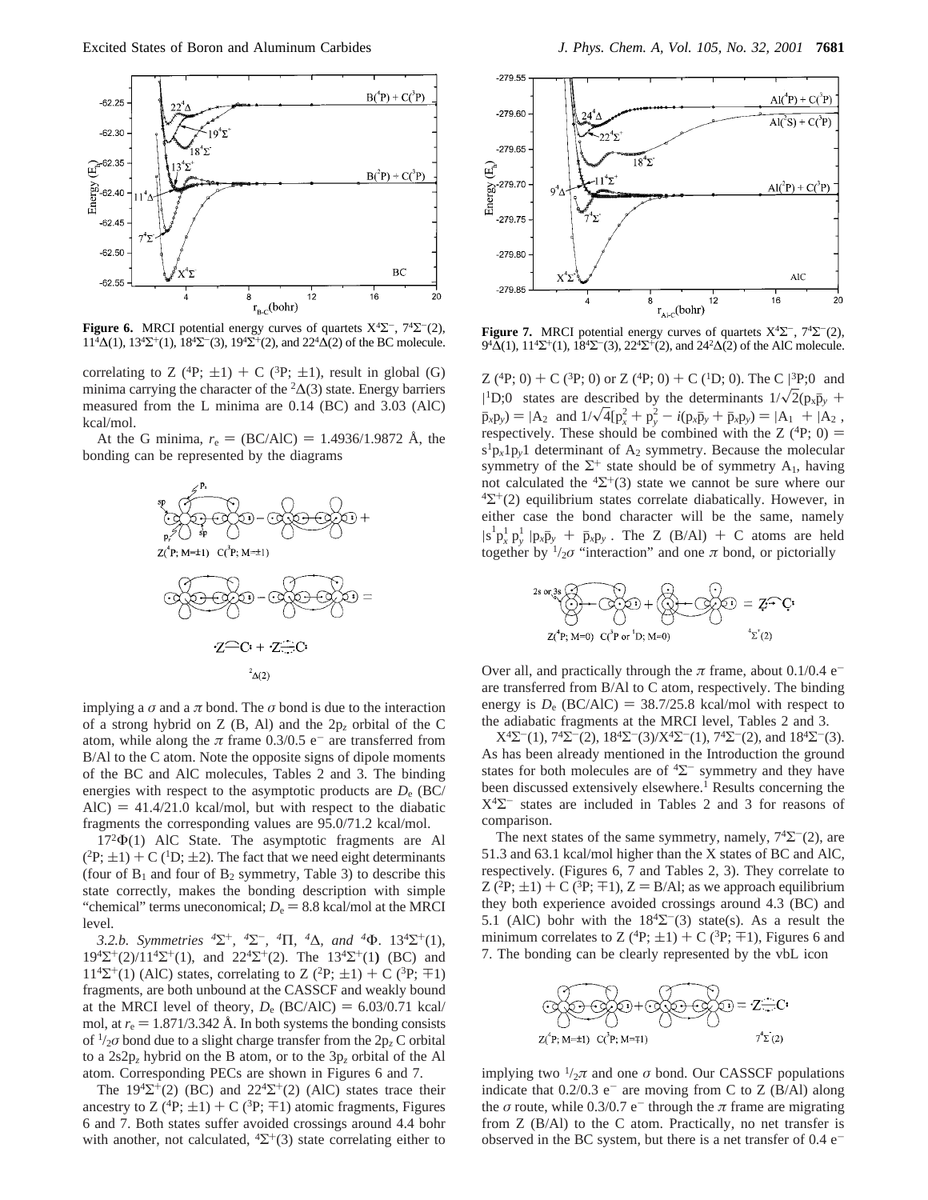**Figure 6.** MRCI potential energy curves of quartets $X^4\Sigma^-$, $7^4\Sigma^-(2)$, $11^4\Delta(1)$, $13^4\Sigma^+(1)$, $18^4\Sigma^-(3)$, $19^4\Sigma^+(2)$, and $22^4\Delta(2)$ of the BC molecule.

correlating to Z ($^4$P; $\pm1$) + C ($^3$P; $\pm1$), result in global (G) minima carrying the character of the $^2\Delta(3)$ state. Energy barriers measured from the L minima are 0.14 (BC) and 3.03 (AlC) kcal/mol.

At the G minima, $r_e$ = (BC/AlC) = 1.4936/1.9872 Å, the bonding can be represented by the diagrams

implying a σ and a π bond. The σ bond is due to the interaction of a strong hybrid on Z (B, Al) and the $2p_z$ orbital of the C atom, while along the π frame 0.3/0.5 e$^-$ are transferred from B/Al to the C atom. Note the opposite signs of dipole moments of the BC and AlC molecules, Tables 2 and 3. The binding energies with respect to the asymptotic products are $D_e$ (BC/AlC) = 41.4/21.0 kcal/mol, but with respect to the diabatic fragments the corresponding values are 95.0/71.2 kcal/mol.

$17^2\Phi(1)$ AlC State. The asymptotic fragments are Al ($^2$P; $\pm1$) + C ($^1$D; $\pm2$). The fact that we need eight determinants (four of $B_1$ and four of $B_2$ symmetry, Table 3) to describe this state correctly, makes the bonding description with simple "chemical" terms uneconomical; $D_e$ = 8.8 kcal/mol at the MRCI level.

*3.2.b. Symmetries $^4\Sigma^+$, $^4\Sigma^-$, $^4\Pi$, $^4\Delta$, and $^4\Phi$.* $13^4\Sigma^+(1)$, $19^4\Sigma^+(2)/11^4\Sigma^+(1)$, and $22^4\Sigma^+(2)$. The $13^4\Sigma^+(1)$ (BC) and $11^4\Sigma^+(1)$ (AlC) states, correlating to Z ($^2$P; $\pm1$) + C ($^3$P; $\mp1$) fragments, are both unbound at the CASSCF and weakly bound at the MRCI level of theory, $D_e$ (BC/AlC) = 6.03/0.71 kcal/mol, at $r_e$ = 1.871/3.342 Å. In both systems the bonding consists of $^1/_2\sigma$ bond due to a slight charge transfer from the $2p_z$ C orbital to a $2s2p_z$ hybrid on the B atom, or to the $3p_z$ orbital of the Al atom. Corresponding PECs are shown in Figures 6 and 7.

The $19^4\Sigma^+(2)$ (BC) and $22^4\Sigma^+(2)$ (AlC) states trace their ancestry to Z ($^4$P; $\pm1$) + C ($^3$P; $\mp1$) atomic fragments, Figures 6 and 7. Both states suffer avoided crossings around 4.4 bohr with another, not calculated, $^4\Sigma^+(3)$ state correlating either to

**Figure 7.** MRCI potential energy curves of quartets $X^4\Sigma^-$, $7^4\Sigma^-(2)$, $9^4\Delta(1)$, $11^4\Sigma^+(1)$, $18^4\Sigma^-(3)$, $22^4\Sigma^+(2)$, and $24^2\Delta(2)$ of the AlC molecule.

Z ($^4$P; 0) + C ($^3$P; 0) or Z ($^4$P; 0) + C ($^1$D; 0). The C $|^3$P;0⟩ and $|^1$D;0⟩ states are described by the determinants $1/\sqrt{2}(p_x\bar{p}_y + \bar{p}_x p_y) = |A_2\rangle$ and $1/\sqrt{4}[p_x^2 + p_y^2 - i(p_x\bar{p}_y + \bar{p}_x p_y) = |A_1\rangle + |A_2\rangle$, respectively. These should be combined with the Z ($^4$P; 0) = $s^1p_x1p_y1$ determinant of $A_2$ symmetry. Because the molecular symmetry of the $\Sigma^+$ state should be of symmetry $A_1$, having not calculated the $^4\Sigma^+(3)$ state we cannot be sure where our $^4\Sigma^+(2)$ equilibrium states correlate diabatically. However, in either case the bond character will be the same, namely $|s^1p_x^1\,p_y^1\,|p_x\bar{p}_y + \bar{p}_x p_y\rangle$. The Z (B/Al) + C atoms are held together by $^1/_2\sigma$ "interaction" and one π bond, or pictorially

Over all, and practically through the π frame, about 0.1/0.4 e$^-$ are transferred from B/Al to C atom, respectively. The binding energy is $D_e$ (BC/AlC) = 38.7/25.8 kcal/mol with respect to the adiabatic fragments at the MRCI level, Tables 2 and 3.

$X^4\Sigma^-(1)$, $7^4\Sigma^-(2)$, $18^4\Sigma^-(3)/X^4\Sigma^-(1)$, $7^4\Sigma^-(2)$, and $18^4\Sigma^-(3)$. As has been already mentioned in the Introduction the ground states for both molecules are of $^4\Sigma^-$ symmetry and they have been discussed extensively elsewhere.[1] Results concerning the $X^4\Sigma^-$ states are included in Tables 2 and 3 for reasons of comparison.

The next states of the same symmetry, namely, $7^4\Sigma^-(2)$, are 51.3 and 63.1 kcal/mol higher than the X states of BC and AlC, respectively. (Figures 6, 7 and Tables 2, 3). They correlate to Z ($^2$P; $\pm1$) + C ($^3$P; $\mp1$), Z = B/Al; as we approach equilibrium they both experience avoided crossings around 4.3 (BC) and 5.1 (AlC) bohr with the $18^4\Sigma^-(3)$ state(s). As a result the minimum correlates to Z ($^4$P; $\pm1$) + C ($^3$P; $\mp1$), Figures 6 and 7. The bonding can be clearly represented by the vbL icon

implying two $^1/_2\pi$ and one σ bond. Our CASSCF populations indicate that 0.2/0.3 e$^-$ are moving from C to Z (B/Al) along the σ route, while 0.3/0.7 e$^-$ through the π frame are migrating from Z (B/Al) to the C atom. Practically, no net transfer is observed in the BC system, but there is a net transfer of 0.4 e$^-$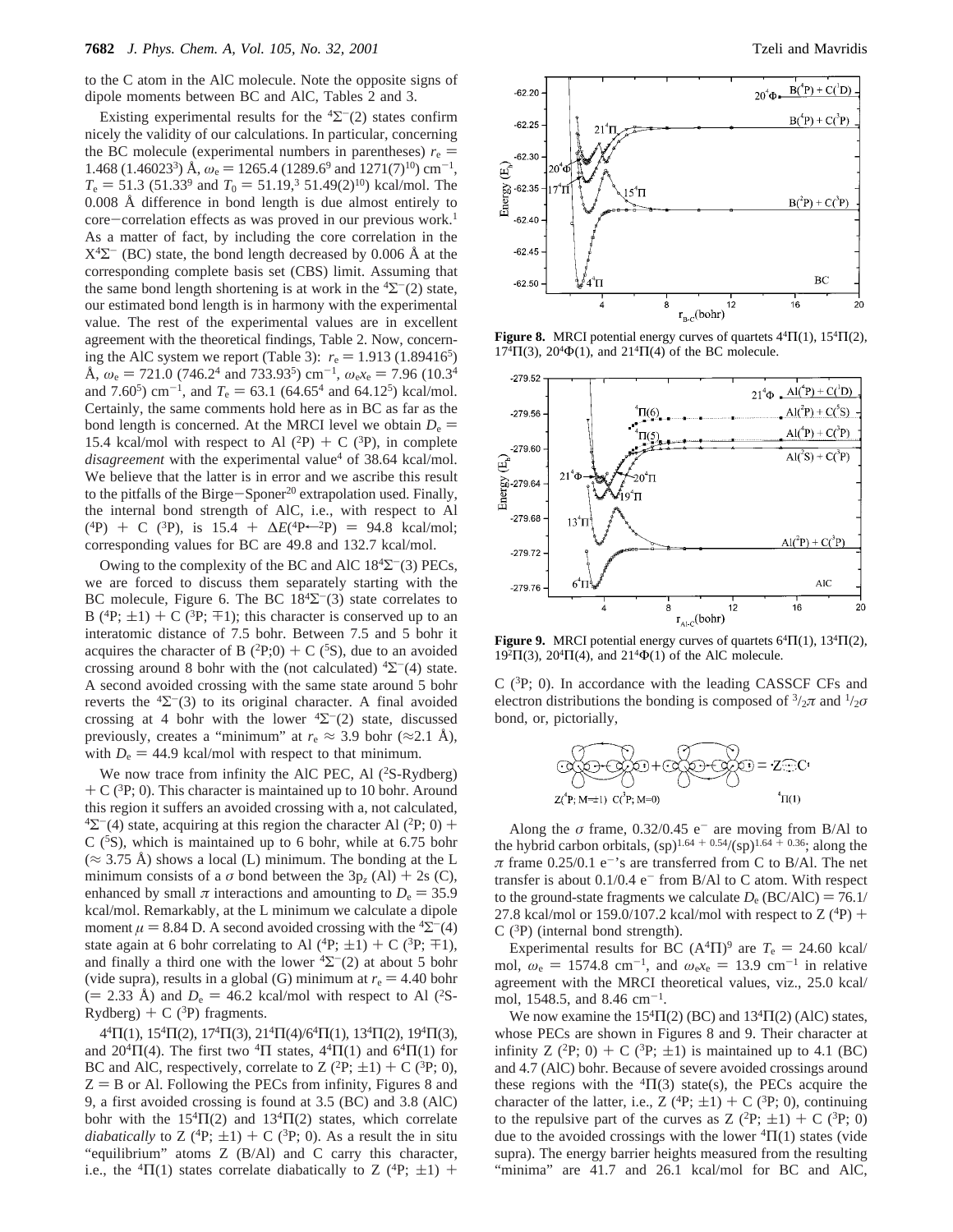to the C atom in the AlC molecule. Note the opposite signs of dipole moments between BC and AlC, Tables 2 and 3.

Existing experimental results for the $^4\Sigma^-(2)$ states confirm nicely the validity of our calculations. In particular, concerning the BC molecule (experimental numbers in parentheses) $r_e$ = 1.468 (1.46023[3]) Å, $\omega_e$ = 1265.4 (1289.6[9] and 1271(7)[10]) cm$^{-1}$, $T_e$ = 51.3 (51.33[9] and $T_0$ = 51.19,[3] 51.49(2)[10]) kcal/mol. The 0.008 Å difference in bond length is due almost entirely to core–correlation effects as was proved in our previous work.[1] As a matter of fact, by including the core correlation in the $X^4\Sigma^-$ (BC) state, the bond length decreased by 0.006 Å at the corresponding complete basis set (CBS) limit. Assuming that the same bond length shortening is at work in the $^4\Sigma^-(2)$ state, our estimated bond length is in harmony with the experimental value. The rest of the experimental values are in excellent agreement with the theoretical findings, Table 2. Now, concerning the AlC system we report (Table 3): $r_e$ = 1.913 (1.89416[5]) Å, $\omega_e$ = 721.0 (746.2[4] and 733.93[5]) cm$^{-1}$, $\omega_e x_e$ = 7.96 (10.3[4] and 7.60[5]) cm$^{-1}$, and $T_e$ = 63.1 (64.65[4] and 64.12[5]) kcal/mol. Certainly, the same comments hold here as in BC as far as the bond length is concerned. At the MRCI level we obtain $D_e$ = 15.4 kcal/mol with respect to Al ($^2$P) + C ($^3$P), in complete *disagreement* with the experimental value[4] of 38.64 kcal/mol. We believe that the latter is in error and we ascribe this result to the pitfalls of the Birge–Sponer[20] extrapolation used. Finally, the internal bond strength of AlC, i.e., with respect to Al ($^4$P) + C ($^3$P), is 15.4 + $\Delta E$($^4$P←$^2$P) = 94.8 kcal/mol; corresponding values for BC are 49.8 and 132.7 kcal/mol.

Owing to the complexity of the BC and AlC $18^4\Sigma^-(3)$ PECs, we are forced to discuss them separately starting with the BC molecule, Figure 6. The BC $18^4\Sigma^-(3)$ state correlates to B ($^4$P; ±1) + C ($^3$P; ∓1); this character is conserved up to an interatomic distance of 7.5 bohr. Between 7.5 and 5 bohr it acquires the character of B ($^2$P;0) + C ($^5$S), due to an avoided crossing around 8 bohr with the (not calculated) $^4\Sigma^-(4)$ state. A second avoided crossing with the same state around 5 bohr reverts the $^4\Sigma^-(3)$ to its original character. A final avoided crossing at 4 bohr with the lower $^4\Sigma^-(2)$ state, discussed previously, creates a "minimum" at $r_e \approx$ 3.9 bohr (≈2.1 Å), with $D_e$ = 44.9 kcal/mol with respect to that minimum.

We now trace from infinity the AlC PEC, Al ($^2$S-Rydberg) + C ($^3$P; 0). This character is maintained up to 10 bohr. Around this region it suffers an avoided crossing with a, not calculated, $^4\Sigma^-(4)$ state, acquiring at this region the character Al ($^2$P; 0) + C ($^5$S), which is maintained up to 6 bohr, while at 6.75 bohr (≈ 3.75 Å) shows a local (L) minimum. The bonding at the L minimum consists of a σ bond between the 3p$_z$ (Al) + 2s (C), enhanced by small π interactions and amounting to $D_e$ = 35.9 kcal/mol. Remarkably, at the L minimum we calculate a dipole moment $\mu$ = 8.84 D. A second avoided crossing with the $^4\Sigma^-(4)$ state again at 6 bohr correlating to Al ($^4$P; ±1) + C ($^3$P; ∓1), and finally a third one with the lower $^4\Sigma^-(2)$ at about 5 bohr (vide supra), results in a global (G) minimum at $r_e$ = 4.40 bohr (= 2.33 Å) and $D_e$ = 46.2 kcal/mol with respect to Al ($^2$S-Rydberg) + C ($^3$P) fragments.

$4^4\Pi(1)$, $15^4\Pi(2)$, $17^4\Pi(3)$, $21^4\Pi(4)$/$6^4\Pi(1)$, $13^4\Pi(2)$, $19^4\Pi(3)$, and $20^4\Pi(4)$. The first two $^4\Pi$ states, $4^4\Pi(1)$ and $6^4\Pi(1)$ for BC and AlC, respectively, correlate to Z ($^2$P; ±1) + C ($^3$P; 0), Z = B or Al. Following the PECs from infinity, Figures 8 and 9, a first avoided crossing is found at 3.5 (BC) and 3.8 (AlC) bohr with the $15^4\Pi(2)$ and $13^4\Pi(2)$ states, which correlate *diabatically* to Z ($^4$P; ±1) + C ($^3$P; 0). As a result the in situ "equilibrium" atoms Z (B/Al) and C carry this character, i.e., the $^4\Pi(1)$ states correlate diabatically to Z ($^4$P; ±1) + C ($^3$P; 0). In accordance with the leading CASSCF CFs and electron distributions the bonding is composed of $^3/_2\pi$ and $^1/_2\sigma$ bond, or, pictorially,

Z($^4$P; M=±1) C($^3$P; M=0) = Z⋯C  $^4\Pi(1)$

Along the σ frame, 0.32/0.45 e$^-$ are moving from B/Al to the hybrid carbon orbitals, (sp)$^{1.64+0.54}$/(sp)$^{1.64+0.36}$; along the π frame 0.25/0.1 e$^-$'s are transferred from C to B/Al. The net transfer is about 0.1/0.4 e$^-$ from B/Al to C atom. With respect to the ground-state fragments we calculate $D_e$ (BC/AlC) = 76.1/27.8 kcal/mol or 159.0/107.2 kcal/mol with respect to Z ($^4$P) + C ($^3$P) (internal bond strength).

Experimental results for BC ($A^4\Pi$)[9] are $T_e$ = 24.60 kcal/mol, $\omega_e$ = 1574.8 cm$^{-1}$, and $\omega_e x_e$ = 13.9 cm$^{-1}$ in relative agreement with the MRCI theoretical values, viz., 25.0 kcal/mol, 1548.5, and 8.46 cm$^{-1}$.

We now examine the $15^4\Pi(2)$ (BC) and $13^4\Pi(2)$ (AlC) states, whose PECs are shown in Figures 8 and 9. Their character at infinity Z ($^2$P; 0) + C ($^3$P; ±1) is maintained up to 4.1 (BC) and 4.7 (AlC) bohr. Because of severe avoided crossings around these regions with the $^4\Pi(3)$ state(s), the PECs acquire the character of the latter, i.e., Z ($^4$P; ±1) + C ($^3$P; 0), continuing to the repulsive part of the curves as Z ($^2$P; ±1) + C ($^3$P; 0) due to the avoided crossings with the lower $^4\Pi(1)$ states (vide supra). The energy barrier heights measured from the resulting "minima" are 41.7 and 26.1 kcal/mol for BC and AlC,

**Figure 8.** MRCI potential energy curves of quartets $4^4\Pi(1)$, $15^4\Pi(2)$, $17^4\Pi(3)$, $20^4\Phi(1)$, and $21^4\Pi(4)$ of the BC molecule.

**Figure 9.** MRCI potential energy curves of quartets $6^4\Pi(1)$, $13^4\Pi(2)$, $19^4\Pi(3)$, $20^4\Pi(4)$, and $21^4\Phi(1)$ of the AlC molecule.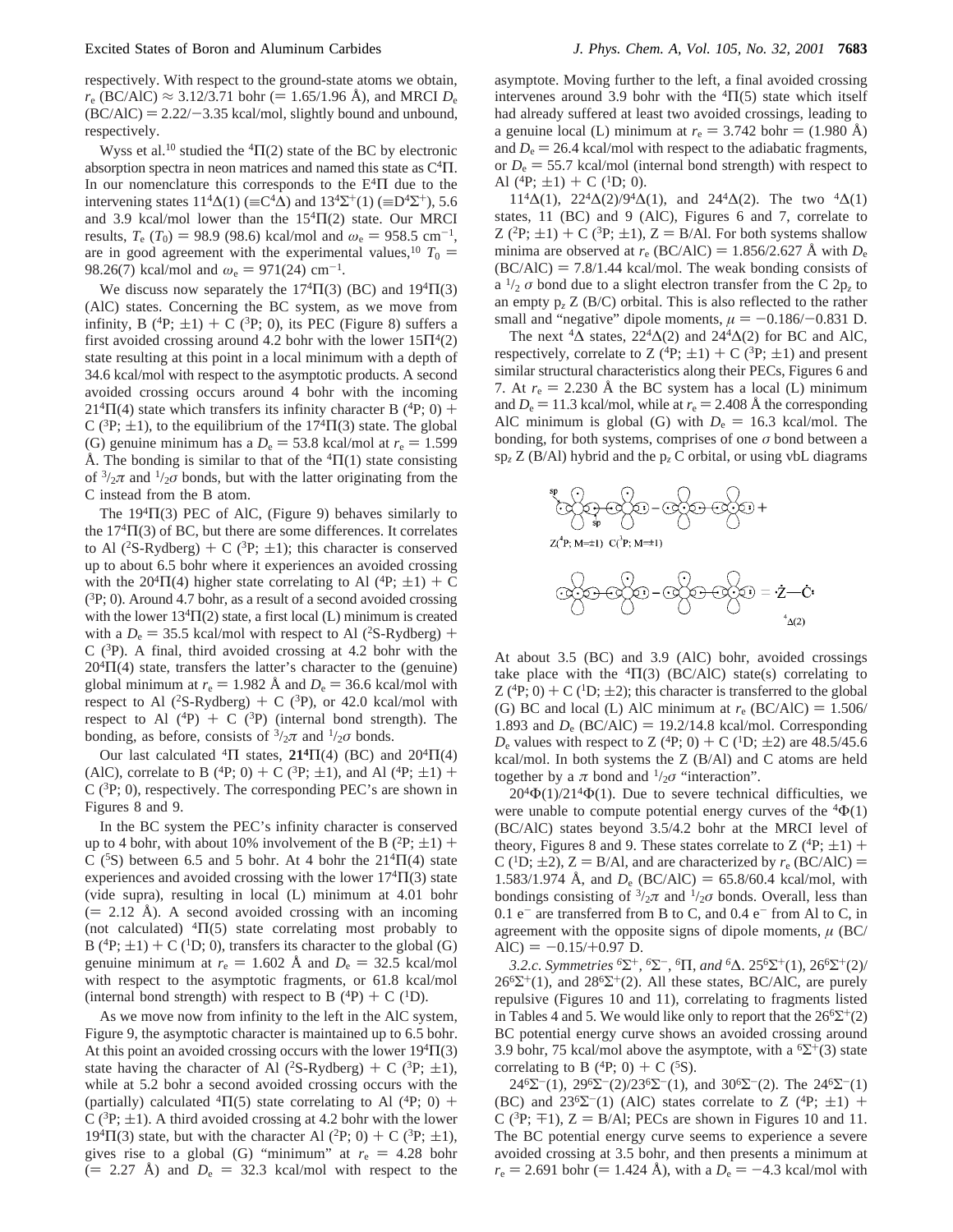respectively. With respect to the ground-state atoms we obtain, $r_e$ (BC/AlC) ≈ 3.12/3.71 bohr (= 1.65/1.96 Å), and MRCI $D_e$ (BC/AlC) = 2.22/−3.35 kcal/mol, slightly bound and unbound, respectively.

Wyss et al.[10] studied the $^4\Pi(2)$ state of the BC by electronic absorption spectra in neon matrices and named this state as $C^4\Pi$. In our nomenclature this corresponds to the $E^4\Pi$ due to the intervening states $11^4\Delta(1)$ (≡$C^4\Delta$) and $13^4\Sigma^+(1)$ (≡$D^4\Sigma^+$), 5.6 and 3.9 kcal/mol lower than the $15^4\Pi(2)$ state. Our MRCI results, $T_e$ ($T_0$) = 98.9 (98.6) kcal/mol and $\omega_e$ = 958.5 cm$^{-1}$, are in good agreement with the experimental values,[10] $T_0$ = 98.26(7) kcal/mol and $\omega_e$ = 971(24) cm$^{-1}$.

We discuss now separately the $17^4\Pi(3)$ (BC) and $19^4\Pi(3)$ (AlC) states. Concerning the BC system, as we move from infinity, B ($^4$P; ±1) + C ($^3$P; 0), its PEC (Figure 8) suffers a first avoided crossing around 4.2 bohr with the lower $15\Pi^4(2)$ state resulting at this point in a local minimum with a depth of 34.6 kcal/mol with respect to the asymptotic products. A second avoided crossing occurs around 4 bohr with the incoming $21^4\Pi(4)$ state which transfers its infinity character B ($^4$P; 0) + C ($^3$P; ±1), to the equilibrium of the $17^4\Pi(3)$ state. The global (G) genuine minimum has a $D_e$ = 53.8 kcal/mol at $r_e$ = 1.599 Å. The bonding is similar to that of the $^4\Pi(1)$ state consisting of $^3/_2\pi$ and $^1/_2\sigma$ bonds, but with the latter originating from the C instead from the B atom.

The $19^4\Pi(3)$ PEC of AlC, (Figure 9) behaves similarly to the $17^4\Pi(3)$ of BC, but there are some differences. It correlates to Al ($^2$S-Rydberg) + C ($^3$P; ±1); this character is conserved up to about 6.5 bohr where it experiences an avoided crossing with the $20^4\Pi(4)$ higher state correlating to Al ($^4$P; ±1) + C ($^3$P; 0). Around 4.7 bohr, as a result of a second avoided crossing with the lower $13^4\Pi(2)$ state, a first local (L) minimum is created with a $D_e$ = 35.5 kcal/mol with respect to Al ($^2$S-Rydberg) + C ($^3$P). A final, third avoided crossing at 4.2 bohr with the $20^4\Pi(4)$ state, transfers the latter's character to the (genuine) global minimum at $r_e$ = 1.982 Å and $D_e$ = 36.6 kcal/mol with respect to Al ($^2$S-Rydberg) + C ($^3$P), or 42.0 kcal/mol with respect to Al ($^4$P) + C ($^3$P) (internal bond strength). The bonding, as before, consists of $^3/_2\pi$ and $^1/_2\sigma$ bonds.

Our last calculated $^4\Pi$ states, **$21^4\Pi(4)$** (BC) and $20^4\Pi(4)$ (AlC), correlate to B ($^4$P; 0) + C ($^3$P; ±1), and Al ($^4$P; ±1) + C ($^3$P; 0), respectively. The corresponding PEC's are shown in Figures 8 and 9.

In the BC system the PEC's infinity character is conserved up to 4 bohr, with about 10% involvement of the B ($^2$P; ±1) + C ($^5$S) between 6.5 and 5 bohr. At 4 bohr the $21^4\Pi(4)$ state experiences and avoided crossing with the lower $17^4\Pi(3)$ state (vide supra), resulting in local (L) minimum at 4.01 bohr (= 2.12 Å). A second avoided crossing with an incoming (not calculated) $^4\Pi(5)$ state correlating most probably to B ($^4$P; ±1) + C ($^1$D; 0), transfers its character to the global (G) genuine minimum at $r_e$ = 1.602 Å and $D_e$ = 32.5 kcal/mol with respect to the asymptotic fragments, or 61.8 kcal/mol (internal bond strength) with respect to B ($^4$P) + C ($^1$D).

As we move now from infinity to the left in the AlC system, Figure 9, the asymptotic character is maintained up to 6.5 bohr. At this point an avoided crossing occurs with the lower $19^4\Pi(3)$ state having the character of Al ($^2$S-Rydberg) + C ($^3$P; ±1), while at 5.2 bohr a second avoided crossing occurs with the (partially) calculated $^4\Pi(5)$ state correlating to Al ($^4$P; 0) + C ($^3$P; ±1). A third avoided crossing at 4.2 bohr with the lower $19^4\Pi(3)$ state, but with the character Al ($^2$P; 0) + C ($^3$P; ±1), gives rise to a global (G) "minimum" at $r_e$ = 4.28 bohr (= 2.27 Å) and $D_e$ = 32.3 kcal/mol with respect to the asymptote. Moving further to the left, a final avoided crossing intervenes around 3.9 bohr with the $^4\Pi(5)$ state which itself had already suffered at least two avoided crossings, leading to a genuine local (L) minimum at $r_e$ = 3.742 bohr = (1.980 Å) and $D_e$ = 26.4 kcal/mol with respect to the adiabatic fragments, or $D_e$ = 55.7 kcal/mol (internal bond strength) with respect to Al ($^4$P; ±1) + C ($^1$D; 0).

$11^4\Delta(1)$, $22^4\Delta(2)/9^4\Delta(1)$, and $24^4\Delta(2)$. The two $^4\Delta(1)$ states, 11 (BC) and 9 (AlC), Figures 6 and 7, correlate to Z ($^2$P; ±1) + C ($^3$P; ±1), Z = B/Al. For both systems shallow minima are observed at $r_e$ (BC/AlC) = 1.856/2.627 Å with $D_e$ (BC/AlC) = 7.8/1.44 kcal/mol. The weak bonding consists of a $^1/_2$ σ bond due to a slight electron transfer from the C $2p_z$ to an empty $p_z$ Z (B/C) orbital. This is also reflected to the rather small and "negative" dipole moments, μ = −0.186/−0.831 D.

The next $^4\Delta$ states, $22^4\Delta(2)$ and $24^4\Delta(2)$ for BC and AlC, respectively, correlate to Z ($^4$P; ±1) + C ($^3$P; ±1) and present similar structural characteristics along their PECs, Figures 6 and 7. At $r_e$ = 2.230 Å the BC system has a local (L) minimum and $D_e$ = 11.3 kcal/mol, while at $r_e$ = 2.408 Å the corresponding AlC minimum is global (G) with $D_e$ = 16.3 kcal/mol. The bonding, for both systems, comprises of one σ bond between a $sp_z$ Z (B/Al) hybrid and the $p_z$ C orbital, or using vbL diagrams

Z($^4$P; M=±1) C($^3$P; M=±1)

= Ż—Ċ: $^4\Delta(2)$

At about 3.5 (BC) and 3.9 (AlC) bohr, avoided crossings take place with the $^4\Pi(3)$ (BC/AlC) state(s) correlating to Z ($^4$P; 0) + C ($^1$D; ±2); this character is transferred to the global (G) BC and local (L) AlC minimum at $r_e$ (BC/AlC) = 1.506/1.893 and $D_e$ (BC/AlC) = 19.2/14.8 kcal/mol. Corresponding $D_e$ values with respect to Z ($^4$P; 0) + C ($^1$D; ±2) are 48.5/45.6 kcal/mol. In both systems the Z (B/Al) and C atoms are held together by a π bond and $^1/_2\sigma$ "interaction".

$20^4\Phi(1)/21^4\Phi(1)$. Due to severe technical difficulties, we were unable to compute potential energy curves of the $^4\Phi(1)$ (BC/AlC) states beyond 3.5/4.2 bohr at the MRCI level of theory, Figures 8 and 9. These states correlate to Z ($^4$P; ±1) + C ($^1$D; ±2), Z = B/Al, and are characterized by $r_e$ (BC/AlC) = 1.583/1.974 Å, and $D_e$ (BC/AlC) = 65.8/60.4 kcal/mol, with bondings consisting of $^3/_2\pi$ and $^1/_2\sigma$ bonds. Overall, less than 0.1 e$^-$ are transferred from B to C, and 0.4 e$^-$ from Al to C, in agreement with the opposite signs of dipole moments, μ (BC/AlC) = −0.15/+0.97 D.

*3.2.c. Symmetries $^6\Sigma^+$, $^6\Sigma^-$, $^6\Pi$, and $^6\Delta$.* $25^6\Sigma^+(1)$, $26^6\Sigma^+(2)/26^6\Sigma^+(1)$, and $28^6\Sigma^+(2)$. All these states, BC/AlC, are purely repulsive (Figures 10 and 11), correlating to fragments listed in Tables 4 and 5. We would like only to report that the $26^6\Sigma^+(2)$ BC potential energy curve shows an avoided crossing around 3.9 bohr, 75 kcal/mol above the asymptote, with a $^6\Sigma^+(3)$ state correlating to B ($^4$P; 0) + C ($^5$S).

$24^6\Sigma^-(1)$, $29^6\Sigma^-(2)/23^6\Sigma^-(1)$, and $30^6\Sigma^-(2)$. The $24^6\Sigma^-(1)$ (BC) and $23^6\Sigma^-(1)$ (AlC) states correlate to Z ($^4$P; ±1) + C ($^3$P; ∓1), Z = B/Al; PECs are shown in Figures 10 and 11. The BC potential energy curve seems to experience a severe avoided crossing at 3.5 bohr, and then presents a minimum at $r_e$ = 2.691 bohr (= 1.424 Å), with a $D_e$ = −4.3 kcal/mol with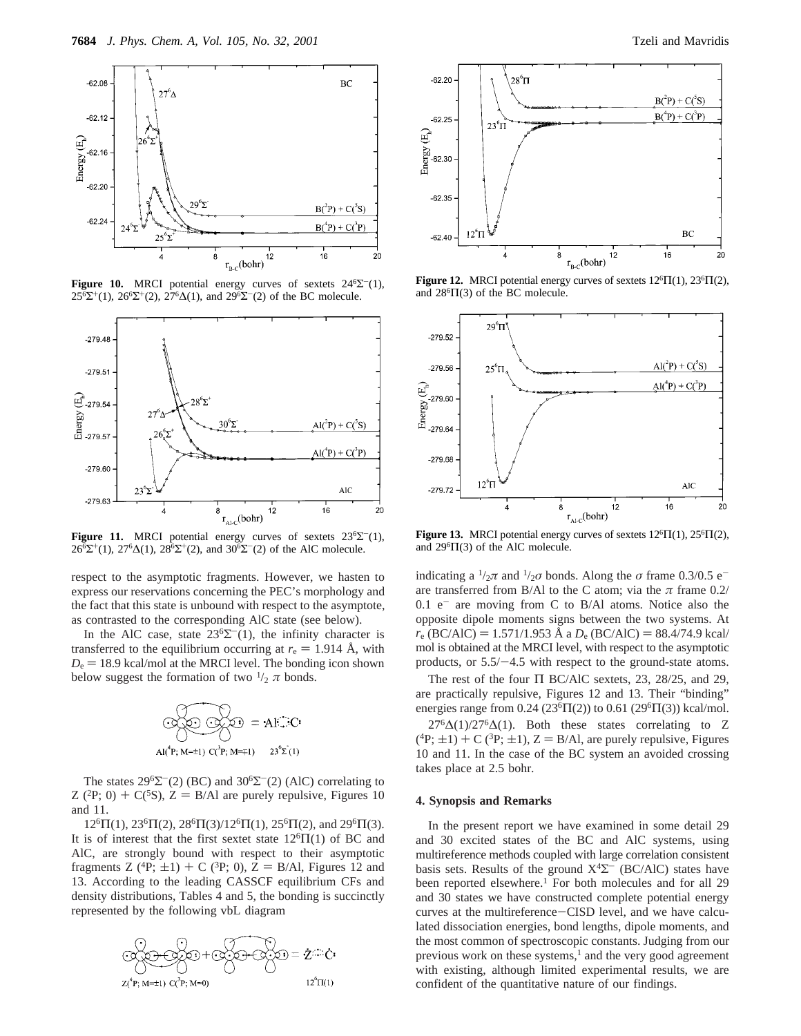**Figure 10.** MRCI potential energy curves of sextets $24^6\Sigma^-(1)$, $25^6\Sigma^+(1)$, $26^6\Sigma^+(2)$, $27^6\Delta(1)$, and $29^6\Sigma^-(2)$ of the BC molecule.

**Figure 11.** MRCI potential energy curves of sextets $23^6\Sigma^-(1)$, $26^6\Sigma^+(1)$, $27^6\Delta(1)$, $28^6\Sigma^+(2)$, and $30^6\Sigma^-(2)$ of the AlC molecule.

respect to the asymptotic fragments. However, we hasten to express our reservations concerning the PEC's morphology and the fact that this state is unbound with respect to the asymptote, as contrasted to the corresponding AlC state (see below).

In the AlC case, state $23^6\Sigma^-(1)$, the infinity character is transferred to the equilibrium occurring at $r_e$ = 1.914 Å, with $D_e$ = 18.9 kcal/mol at the MRCI level. The bonding icon shown below suggest the formation of two $^1/_2$ $\pi$ bonds.

$$\text{Al}(^4\text{P}; M=\pm1)\ \ \text{C}(^3\text{P}; M=\mp1) \qquad 23^6\Sigma^-(1)$$

The states $29^6\Sigma^-(2)$ (BC) and $30^6\Sigma^-(2)$ (AlC) correlating to Z ($^2$P; 0) + C($^5$S), Z = B/Al are purely repulsive, Figures 10 and 11.

$12^6\Pi(1)$, $23^6\Pi(2)$, $28^6\Pi(3)/12^6\Pi(1)$, $25^6\Pi(2)$, and $29^6\Pi(3)$. It is of interest that the first sextet state $12^6\Pi(1)$ of BC and AlC, are strongly bound with respect to their asymptotic fragments Z ($^4$P; ±1) + C ($^3$P; 0), Z = B/Al, Figures 12 and 13. According to the leading CASSCF equilibrium CFs and density distributions, Tables 4 and 5, the bonding is succinctly represented by the following vbL diagram

$$\text{Z}(^4\text{P}; M=\pm1)\ \ \text{C}(^3\text{P}; M=0) \qquad 12^6\Pi(1)$$

**Figure 12.** MRCI potential energy curves of sextets $12^6\Pi(1)$, $23^6\Pi(2)$, and $28^6\Pi(3)$ of the BC molecule.

**Figure 13.** MRCI potential energy curves of sextets $12^6\Pi(1)$, $25^6\Pi(2)$, and $29^6\Pi(3)$ of the AlC molecule.

indicating a $^1/_2\pi$ and $^1/_2\sigma$ bonds. Along the $\sigma$ frame 0.3/0.5 e$^-$ are transferred from B/Al to the C atom; via the $\pi$ frame 0.2/0.1 e$^-$ are moving from C to B/Al atoms. Notice also the opposite dipole moments signs between the two systems. At $r_e$ (BC/AlC) = 1.571/1.953 Å a $D_e$ (BC/AlC) = 88.4/74.9 kcal/mol is obtained at the MRCI level, with respect to the asymptotic products, or 5.5/−4.5 with respect to the ground-state atoms.

The rest of the four Π BC/AlC sextets, 23, 28/25, and 29, are practically repulsive, Figures 12 and 13. Their "binding" energies range from 0.24 ($23^6\Pi(2)$) to 0.61 ($29^6\Pi(3)$) kcal/mol.

$27^6\Delta(1)/27^6\Delta(1)$. Both these states correlating to Z ($^4$P; ±1) + C ($^3$P; ±1), Z = B/Al, are purely repulsive, Figures 10 and 11. In the case of the BC system an avoided crossing takes place at 2.5 bohr.

## 4. Synopsis and Remarks

In the present report we have examined in some detail 29 and 30 excited states of the BC and AlC systems, using multireference methods coupled with large correlation consistent basis sets. Results of the ground $X^4\Sigma^-$ (BC/AlC) states have been reported elsewhere.[1] For both molecules and for all 29 and 30 states we have constructed complete potential energy curves at the multireference−CISD level, and we have calculated dissociation energies, bond lengths, dipole moments, and the most common of spectroscopic constants. Judging from our previous work on these systems,[1] and the very good agreement with existing, although limited experimental results, we are confident of the quantitative nature of our findings.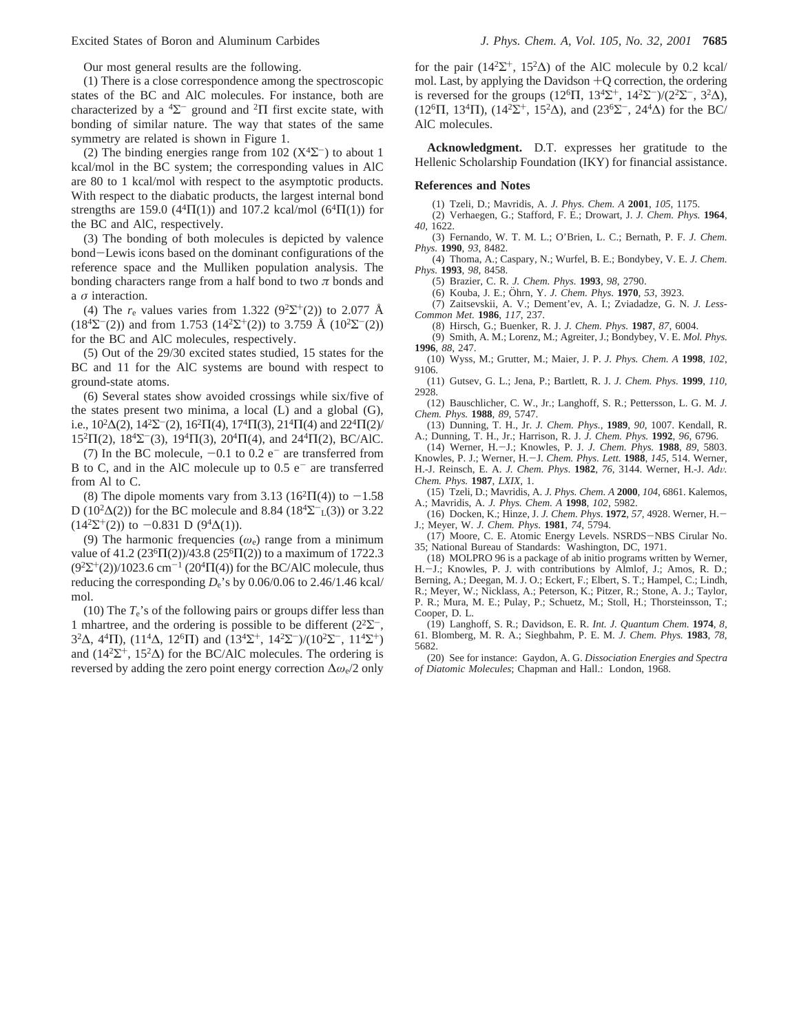Our most general results are the following.

(1) There is a close correspondence among the spectroscopic states of the BC and AlC molecules. For instance, both are characterized by a $^4\Sigma^-$ ground and $^2\Pi$ first excite state, with bonding of similar nature. The way that states of the same symmetry are related is shown in Figure 1.

(2) The binding energies range from 102 ($X^4\Sigma^-$) to about 1 kcal/mol in the BC system; the corresponding values in AlC are 80 to 1 kcal/mol with respect to the asymptotic products. With respect to the diabatic products, the largest internal bond strengths are 159.0 ($4^4\Pi(1)$) and 107.2 kcal/mol ($6^4\Pi(1)$) for the BC and AlC, respectively.

(3) The bonding of both molecules is depicted by valence bond–Lewis icons based on the dominant configurations of the reference space and the Mulliken population analysis. The bonding characters range from a half bond to two $\pi$ bonds and a $\sigma$ interaction.

(4) The $r_e$ values varies from 1.322 ($9^2\Sigma^+(2)$) to 2.077 Å ($18^4\Sigma^-(2)$) and from 1.753 ($14^2\Sigma^+(2)$) to 3.759 Å ($10^2\Sigma^-(2)$) for the BC and AlC molecules, respectively.

(5) Out of the 29/30 excited states studied, 15 states for the BC and 11 for the AlC systems are bound with respect to ground-state atoms.

(6) Several states show avoided crossings while six/five of the states present two minima, a local (L) and a global (G), i.e., $10^2\Delta(2)$, $14^2\Sigma^-(2)$, $16^2\Pi(4)$, $17^4\Pi(3)$, $21^4\Pi(4)$ and $22^4\Pi(2)$/ $15^2\Pi(2)$, $18^4\Sigma^-(3)$, $19^4\Pi(3)$, $20^4\Pi(4)$, and $24^4\Pi(2)$, BC/AlC.

(7) In the BC molecule, $-0.1$ to 0.2 $e^-$ are transferred from B to C, and in the AlC molecule up to 0.5 $e^-$ are transferred from Al to C.

(8) The dipole moments vary from 3.13 ($16^2\Pi(4)$) to $-1.58$ D ($10^2\Delta(2)$) for the BC molecule and 8.84 ($18^4\Sigma^-{}_L(3)$) or 3.22 ($14^2\Sigma^+(2)$) to $-0.831$ D ($9^4\Delta(1)$).

(9) The harmonic frequencies ($\omega_e$) range from a minimum value of 41.2 ($23^6\Pi(2)$)/43.8 ($25^6\Pi(2)$) to a maximum of 1722.3 ($9^2\Sigma^+(2)$)/1023.6 cm$^{-1}$ ($20^4\Pi(4)$) for the BC/AlC molecule, thus reducing the corresponding $D_e$'s by 0.06/0.06 to 2.46/1.46 kcal/mol.

(10) The $T_e$'s of the following pairs or groups differ less than 1 mhartree, and the ordering is possible to be different ($2^2\Sigma^-$, $3^2\Delta$, $4^4\Pi$), ($11^4\Delta$, $12^6\Pi$) and ($13^4\Sigma^+$, $14^2\Sigma^-$)/($10^2\Sigma^-$, $11^4\Sigma^+$) and ($14^2\Sigma^+$, $15^2\Delta$) for the BC/AlC molecules. The ordering is reversed by adding the zero point energy correction $\Delta\omega_e/2$ only for the pair ($14^2\Sigma^+$, $15^2\Delta$) of the AlC molecule by 0.2 kcal/mol. Last, by applying the Davidson +Q correction, the ordering is reversed for the groups ($12^6\Pi$, $13^4\Sigma^+$, $14^2\Sigma^-$)/($2^2\Sigma^-$, $3^2\Delta$), ($12^6\Pi$, $13^4\Pi$), ($14^2\Sigma^+$, $15^2\Delta$), and ($23^6\Sigma^-$, $24^4\Delta$) for the BC/AlC molecules.

**Acknowledgment.** D.T. expresses her gratitude to the Hellenic Scholarship Foundation (IKY) for financial assistance.

## References and Notes

(1) Tzeli, D.; Mavridis, A. *J. Phys. Chem. A* **2001**, *105*, 1175.

(2) Verhaegen, G.; Stafford, F. E.; Drowart, J. *J. Chem. Phys.* **1964**, *40*, 1622.

(3) Fernando, W. T. M. L.; O'Brien, L. C.; Bernath, P. F. *J. Chem. Phys.* **1990**, *93*, 8482.

(4) Thoma, A.; Caspary, N.; Wurfel, B. E.; Bondybey, V. E. *J. Chem. Phys.* **1993**, *98*, 8458.

(5) Brazier, C. R. *J. Chem. Phys.* **1993**, *98*, 2790.

(6) Kouba, J. E.; Öhrn, Y. *J. Chem. Phys.* **1970**, *53*, 3923.

(7) Zaitsevskii, A. V.; Dement'ev, A. I.; Zviadadze, G. N. *J. Less-Common Met.* **1986**, *117*, 237.

(8) Hirsch, G.; Buenker, R. J. *J. Chem. Phys.* **1987**, *87*, 6004.

(9) Smith, A. M.; Lorenz, M.; Agreiter, J.; Bondybey, V. E. *Mol. Phys.* **1996**, *88*, 247.

(10) Wyss, M.; Grutter, M.; Maier, J. P. *J. Phys. Chem. A* **1998**, *102*, 9106.

(11) Gutsev, G. L.; Jena, P.; Bartlett, R. J. *J. Chem. Phys.* **1999**, *110*, 2928.

(12) Bauschlicher, C. W., Jr.; Langhoff, S. R.; Pettersson, L. G. M. *J. Chem. Phys.* **1988**, *89*, 5747.

(13) Dunning, T. H., Jr. *J. Chem. Phys.*, **1989**, *90*, 1007. Kendall, R. A.; Dunning, T. H., Jr.; Harrison, R. J. *J. Chem. Phys.* **1992**, *96*, 6796.

(14) Werner, H.-J.; Knowles, P. J. *J. Chem. Phys.* **1988**, *89*, 5803. Knowles, P. J.; Werner, H.-J. *Chem. Phys. Lett.* **1988**, *145*, 514. Werner, H.-J. Reinsch, E. A. *J. Chem. Phys.* **1982**, *76*, 3144. Werner, H.-J. *Adv. Chem. Phys.* **1987**, *LXIX*, 1.

(15) Tzeli, D.; Mavridis, A. *J. Phys. Chem. A* **2000**, *104*, 6861. Kalemos, A.; Mavridis, A. *J. Phys. Chem. A* **1998**, *102*, 5982.

(16) Docken, K.; Hinze, J. *J. Chem. Phys.* **1972**, *57*, 4928. Werner, H.-J.; Meyer, W. *J. Chem. Phys.* **1981**, *74*, 5794.

(17) Moore, C. E. Atomic Energy Levels. NSRDS–NBS Cirular No. 35; National Bureau of Standards: Washington, DC, 1971.

(18) MOLPRO 96 is a package of ab initio programs written by Werner, H.-J.; Knowles, P. J. with contributions by Almlof, J.; Amos, R. D.; Berning, A.; Deegan, M. J. O.; Eckert, F.; Elbert, S. T.; Hampel, C.; Lindh, R.; Meyer, W.; Nicklass, A.; Peterson, K.; Pitzer, R.; Stone, A. J.; Taylor, P. R.; Mura, M. E.; Pulay, P.; Schuetz, M.; Stoll, H.; Thorsteinsson, T.; Cooper, D. L.

(19) Langhoff, S. R.; Davidson, E. R. *Int. J. Quantum Chem.* **1974**, *8*, 61. Blomberg, M. R. A.; Sieghbahm, P. E. M. *J. Chem. Phys.* **1983**, *78*, 5682.

(20) See for instance: Gaydon, A. G. *Dissociation Energies and Spectra of Diatomic Molecules*; Chapman and Hall.: London, 1968.